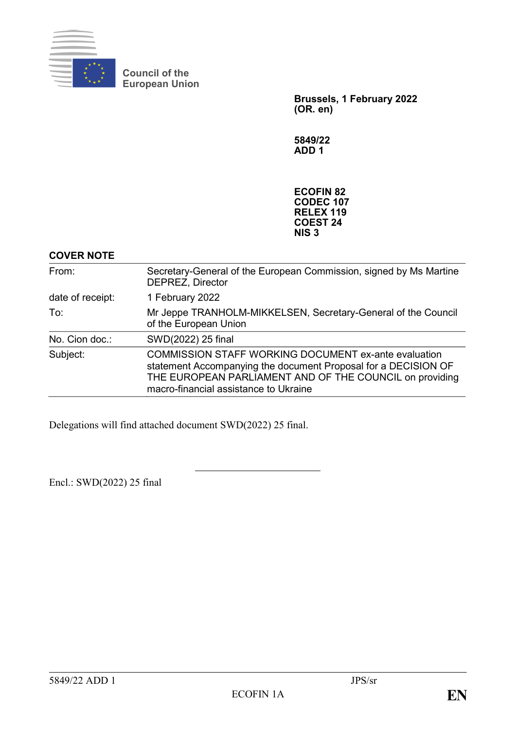Council of the European Union

**Brussels, 1 February 2022**
**(OR. en)**

**5849/22**
**ADD 1**

**ECOFIN 82**
**CODEC 107**
**RELEX 119**
**COEST 24**
**NIS 3**

**COVER NOTE**

| | |
|---|---|
| From: | Secretary-General of the European Commission, signed by Ms Martine DEPREZ, Director |
| date of receipt: | 1 February 2022 |
| To: | Mr Jeppe TRANHOLM-MIKKELSEN, Secretary-General of the Council of the European Union |
| No. Cion doc.: | SWD(2022) 25 final |
| Subject: | COMMISSION STAFF WORKING DOCUMENT ex-ante evaluation statement Accompanying the document Proposal for a DECISION OF THE EUROPEAN PARLIAMENT AND OF THE COUNCIL on providing macro-financial assistance to Ukraine |

Delegations will find attached document SWD(2022) 25 final.

Encl.: SWD(2022) 25 final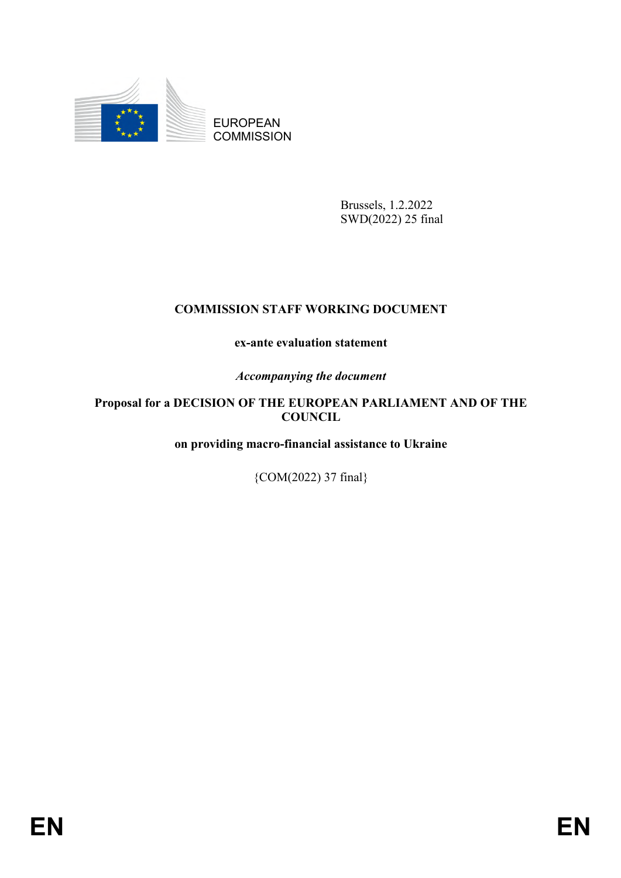EUROPEAN COMMISSION

Brussels, 1.2.2022
SWD(2022) 25 final

**COMMISSION STAFF WORKING DOCUMENT**

**ex-ante evaluation statement**

***Accompanying the document***

**Proposal for a DECISION OF THE EUROPEAN PARLIAMENT AND OF THE COUNCIL**

**on providing macro-financial assistance to Ukraine**

{COM(2022) 37 final}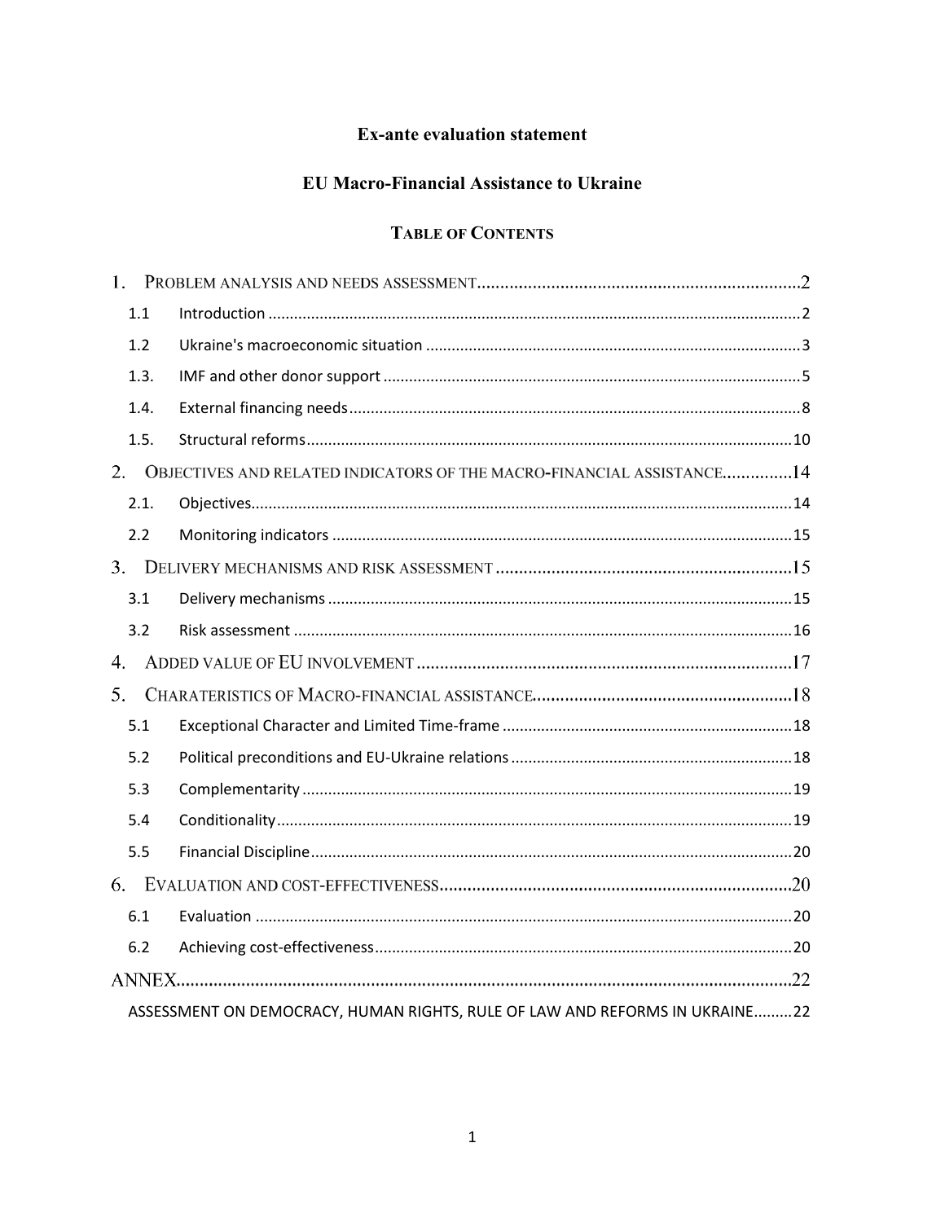**Ex-ante evaluation statement**

**EU Macro-Financial Assistance to Ukraine**

**TABLE OF CONTENTS**

1. PROBLEM ANALYSIS AND NEEDS ASSESSMENT......2
   - 1.1 Introduction......2
   - 1.2 Ukraine's macroeconomic situation......3
   - 1.3. IMF and other donor support......5
   - 1.4. External financing needs......8
   - 1.5. Structural reforms......10
2. OBJECTIVES AND RELATED INDICATORS OF THE MACRO-FINANCIAL ASSISTANCE......14
   - 2.1. Objectives......14
   - 2.2 Monitoring indicators......15
3. DELIVERY MECHANISMS AND RISK ASSESSMENT......15
   - 3.1 Delivery mechanisms......15
   - 3.2 Risk assessment......16
4. ADDED VALUE OF EU INVOLVEMENT......17
5. CHARATERISTICS OF MACRO-FINANCIAL ASSISTANCE......18
   - 5.1 Exceptional Character and Limited Time-frame......18
   - 5.2 Political preconditions and EU-Ukraine relations......18
   - 5.3 Complementarity......19
   - 5.4 Conditionality......19
   - 5.5 Financial Discipline......20
6. EVALUATION AND COST-EFFECTIVENESS......20
   - 6.1 Evaluation......20
   - 6.2 Achieving cost-effectiveness......20

ANNEX......22

ASSESSMENT ON DEMOCRACY, HUMAN RIGHTS, RULE OF LAW AND REFORMS IN UKRAINE......22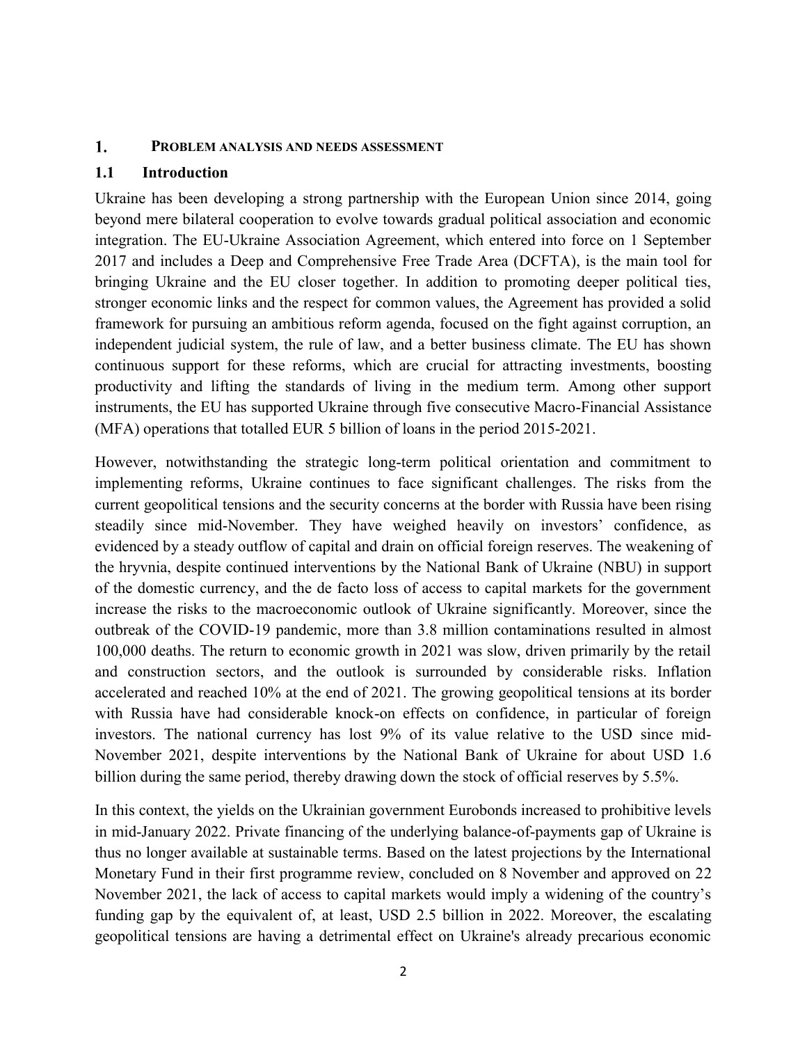# 1. PROBLEM ANALYSIS AND NEEDS ASSESSMENT

## 1.1 Introduction

Ukraine has been developing a strong partnership with the European Union since 2014, going beyond mere bilateral cooperation to evolve towards gradual political association and economic integration. The EU-Ukraine Association Agreement, which entered into force on 1 September 2017 and includes a Deep and Comprehensive Free Trade Area (DCFTA), is the main tool for bringing Ukraine and the EU closer together. In addition to promoting deeper political ties, stronger economic links and the respect for common values, the Agreement has provided a solid framework for pursuing an ambitious reform agenda, focused on the fight against corruption, an independent judicial system, the rule of law, and a better business climate. The EU has shown continuous support for these reforms, which are crucial for attracting investments, boosting productivity and lifting the standards of living in the medium term. Among other support instruments, the EU has supported Ukraine through five consecutive Macro-Financial Assistance (MFA) operations that totalled EUR 5 billion of loans in the period 2015-2021.

However, notwithstanding the strategic long-term political orientation and commitment to implementing reforms, Ukraine continues to face significant challenges. The risks from the current geopolitical tensions and the security concerns at the border with Russia have been rising steadily since mid-November. They have weighed heavily on investors' confidence, as evidenced by a steady outflow of capital and drain on official foreign reserves. The weakening of the hryvnia, despite continued interventions by the National Bank of Ukraine (NBU) in support of the domestic currency, and the de facto loss of access to capital markets for the government increase the risks to the macroeconomic outlook of Ukraine significantly. Moreover, since the outbreak of the COVID-19 pandemic, more than 3.8 million contaminations resulted in almost 100,000 deaths. The return to economic growth in 2021 was slow, driven primarily by the retail and construction sectors, and the outlook is surrounded by considerable risks. Inflation accelerated and reached 10% at the end of 2021. The growing geopolitical tensions at its border with Russia have had considerable knock-on effects on confidence, in particular of foreign investors. The national currency has lost 9% of its value relative to the USD since mid-November 2021, despite interventions by the National Bank of Ukraine for about USD 1.6 billion during the same period, thereby drawing down the stock of official reserves by 5.5%.

In this context, the yields on the Ukrainian government Eurobonds increased to prohibitive levels in mid-January 2022. Private financing of the underlying balance-of-payments gap of Ukraine is thus no longer available at sustainable terms. Based on the latest projections by the International Monetary Fund in their first programme review, concluded on 8 November and approved on 22 November 2021, the lack of access to capital markets would imply a widening of the country's funding gap by the equivalent of, at least, USD 2.5 billion in 2022. Moreover, the escalating geopolitical tensions are having a detrimental effect on Ukraine's already precarious economic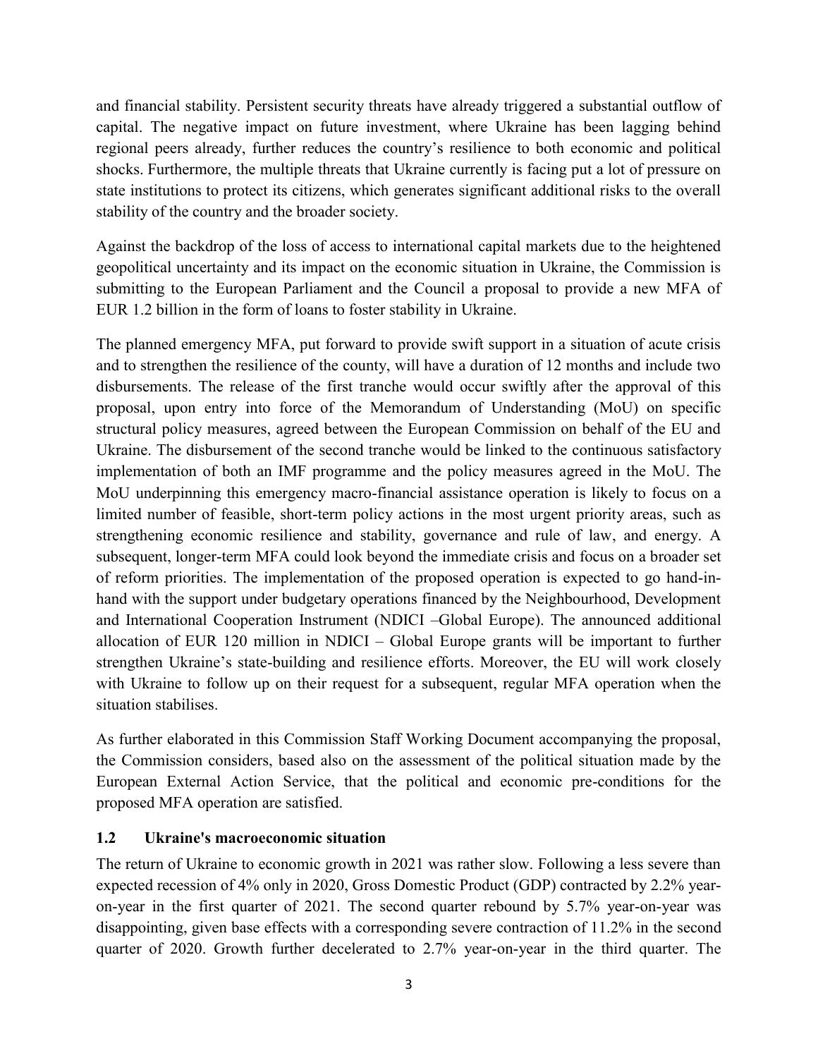and financial stability. Persistent security threats have already triggered a substantial outflow of capital. The negative impact on future investment, where Ukraine has been lagging behind regional peers already, further reduces the country's resilience to both economic and political shocks. Furthermore, the multiple threats that Ukraine currently is facing put a lot of pressure on state institutions to protect its citizens, which generates significant additional risks to the overall stability of the country and the broader society.

Against the backdrop of the loss of access to international capital markets due to the heightened geopolitical uncertainty and its impact on the economic situation in Ukraine, the Commission is submitting to the European Parliament and the Council a proposal to provide a new MFA of EUR 1.2 billion in the form of loans to foster stability in Ukraine.

The planned emergency MFA, put forward to provide swift support in a situation of acute crisis and to strengthen the resilience of the county, will have a duration of 12 months and include two disbursements. The release of the first tranche would occur swiftly after the approval of this proposal, upon entry into force of the Memorandum of Understanding (MoU) on specific structural policy measures, agreed between the European Commission on behalf of the EU and Ukraine. The disbursement of the second tranche would be linked to the continuous satisfactory implementation of both an IMF programme and the policy measures agreed in the MoU. The MoU underpinning this emergency macro-financial assistance operation is likely to focus on a limited number of feasible, short-term policy actions in the most urgent priority areas, such as strengthening economic resilience and stability, governance and rule of law, and energy. A subsequent, longer-term MFA could look beyond the immediate crisis and focus on a broader set of reform priorities. The implementation of the proposed operation is expected to go hand-in-hand with the support under budgetary operations financed by the Neighbourhood, Development and International Cooperation Instrument (NDICI –Global Europe). The announced additional allocation of EUR 120 million in NDICI – Global Europe grants will be important to further strengthen Ukraine's state-building and resilience efforts. Moreover, the EU will work closely with Ukraine to follow up on their request for a subsequent, regular MFA operation when the situation stabilises.

As further elaborated in this Commission Staff Working Document accompanying the proposal, the Commission considers, based also on the assessment of the political situation made by the European External Action Service, that the political and economic pre-conditions for the proposed MFA operation are satisfied.

## 1.2 Ukraine's macroeconomic situation

The return of Ukraine to economic growth in 2021 was rather slow. Following a less severe than expected recession of 4% only in 2020, Gross Domestic Product (GDP) contracted by 2.2% year-on-year in the first quarter of 2021. The second quarter rebound by 5.7% year-on-year was disappointing, given base effects with a corresponding severe contraction of 11.2% in the second quarter of 2020. Growth further decelerated to 2.7% year-on-year in the third quarter. The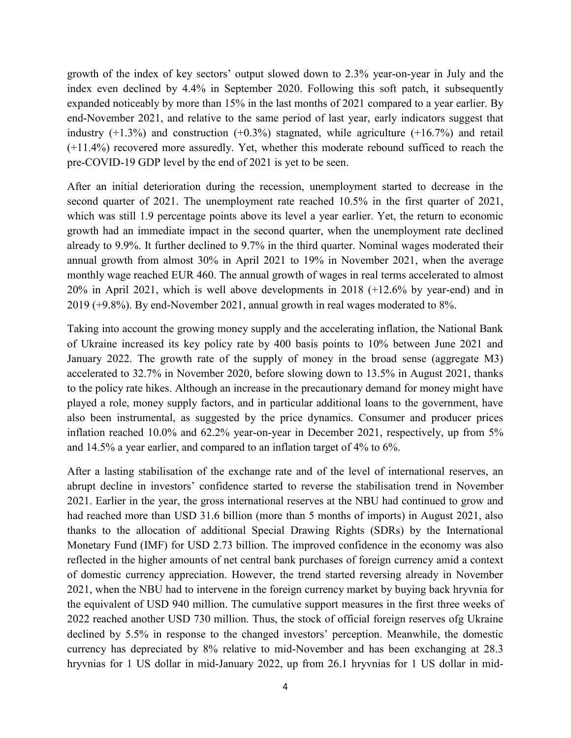growth of the index of key sectors' output slowed down to 2.3% year-on-year in July and the index even declined by 4.4% in September 2020. Following this soft patch, it subsequently expanded noticeably by more than 15% in the last months of 2021 compared to a year earlier. By end-November 2021, and relative to the same period of last year, early indicators suggest that industry (+1.3%) and construction (+0.3%) stagnated, while agriculture (+16.7%) and retail (+11.4%) recovered more assuredly. Yet, whether this moderate rebound sufficed to reach the pre-COVID-19 GDP level by the end of 2021 is yet to be seen.

After an initial deterioration during the recession, unemployment started to decrease in the second quarter of 2021. The unemployment rate reached 10.5% in the first quarter of 2021, which was still 1.9 percentage points above its level a year earlier. Yet, the return to economic growth had an immediate impact in the second quarter, when the unemployment rate declined already to 9.9%. It further declined to 9.7% in the third quarter. Nominal wages moderated their annual growth from almost 30% in April 2021 to 19% in November 2021, when the average monthly wage reached EUR 460. The annual growth of wages in real terms accelerated to almost 20% in April 2021, which is well above developments in 2018 (+12.6% by year-end) and in 2019 (+9.8%). By end-November 2021, annual growth in real wages moderated to 8%.

Taking into account the growing money supply and the accelerating inflation, the National Bank of Ukraine increased its key policy rate by 400 basis points to 10% between June 2021 and January 2022. The growth rate of the supply of money in the broad sense (aggregate M3) accelerated to 32.7% in November 2020, before slowing down to 13.5% in August 2021, thanks to the policy rate hikes. Although an increase in the precautionary demand for money might have played a role, money supply factors, and in particular additional loans to the government, have also been instrumental, as suggested by the price dynamics. Consumer and producer prices inflation reached 10.0% and 62.2% year-on-year in December 2021, respectively, up from 5% and 14.5% a year earlier, and compared to an inflation target of 4% to 6%.

After a lasting stabilisation of the exchange rate and of the level of international reserves, an abrupt decline in investors' confidence started to reverse the stabilisation trend in November 2021. Earlier in the year, the gross international reserves at the NBU had continued to grow and had reached more than USD 31.6 billion (more than 5 months of imports) in August 2021, also thanks to the allocation of additional Special Drawing Rights (SDRs) by the International Monetary Fund (IMF) for USD 2.73 billion. The improved confidence in the economy was also reflected in the higher amounts of net central bank purchases of foreign currency amid a context of domestic currency appreciation. However, the trend started reversing already in November 2021, when the NBU had to intervene in the foreign currency market by buying back hryvnia for the equivalent of USD 940 million. The cumulative support measures in the first three weeks of 2022 reached another USD 730 million. Thus, the stock of official foreign reserves ofg Ukraine declined by 5.5% in response to the changed investors' perception. Meanwhile, the domestic currency has depreciated by 8% relative to mid-November and has been exchanging at 28.3 hryvnias for 1 US dollar in mid-January 2022, up from 26.1 hryvnias for 1 US dollar in mid-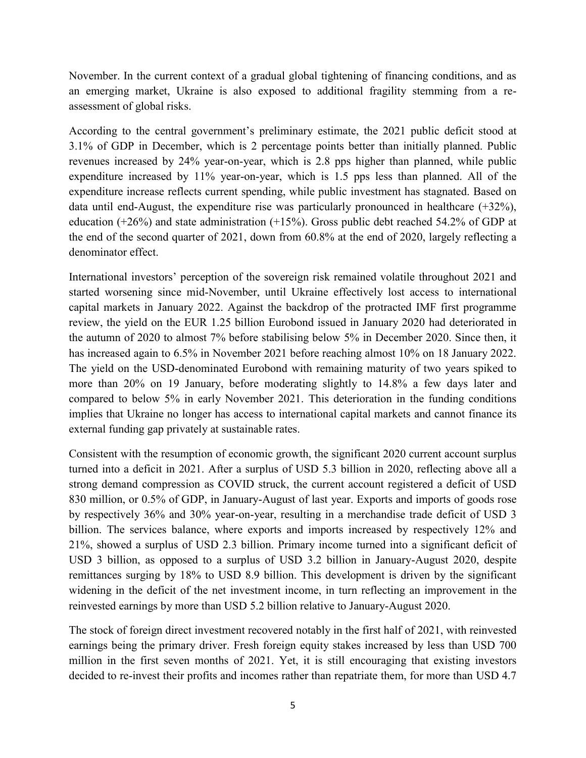November. In the current context of a gradual global tightening of financing conditions, and as an emerging market, Ukraine is also exposed to additional fragility stemming from a re-assessment of global risks.

According to the central government's preliminary estimate, the 2021 public deficit stood at 3.1% of GDP in December, which is 2 percentage points better than initially planned. Public revenues increased by 24% year-on-year, which is 2.8 pps higher than planned, while public expenditure increased by 11% year-on-year, which is 1.5 pps less than planned. All of the expenditure increase reflects current spending, while public investment has stagnated. Based on data until end-August, the expenditure rise was particularly pronounced in healthcare (+32%), education (+26%) and state administration (+15%). Gross public debt reached 54.2% of GDP at the end of the second quarter of 2021, down from 60.8% at the end of 2020, largely reflecting a denominator effect.

International investors' perception of the sovereign risk remained volatile throughout 2021 and started worsening since mid-November, until Ukraine effectively lost access to international capital markets in January 2022. Against the backdrop of the protracted IMF first programme review, the yield on the EUR 1.25 billion Eurobond issued in January 2020 had deteriorated in the autumn of 2020 to almost 7% before stabilising below 5% in December 2020. Since then, it has increased again to 6.5% in November 2021 before reaching almost 10% on 18 January 2022. The yield on the USD-denominated Eurobond with remaining maturity of two years spiked to more than 20% on 19 January, before moderating slightly to 14.8% a few days later and compared to below 5% in early November 2021. This deterioration in the funding conditions implies that Ukraine no longer has access to international capital markets and cannot finance its external funding gap privately at sustainable rates.

Consistent with the resumption of economic growth, the significant 2020 current account surplus turned into a deficit in 2021. After a surplus of USD 5.3 billion in 2020, reflecting above all a strong demand compression as COVID struck, the current account registered a deficit of USD 830 million, or 0.5% of GDP, in January-August of last year. Exports and imports of goods rose by respectively 36% and 30% year-on-year, resulting in a merchandise trade deficit of USD 3 billion. The services balance, where exports and imports increased by respectively 12% and 21%, showed a surplus of USD 2.3 billion. Primary income turned into a significant deficit of USD 3 billion, as opposed to a surplus of USD 3.2 billion in January-August 2020, despite remittances surging by 18% to USD 8.9 billion. This development is driven by the significant widening in the deficit of the net investment income, in turn reflecting an improvement in the reinvested earnings by more than USD 5.2 billion relative to January-August 2020.

The stock of foreign direct investment recovered notably in the first half of 2021, with reinvested earnings being the primary driver. Fresh foreign equity stakes increased by less than USD 700 million in the first seven months of 2021. Yet, it is still encouraging that existing investors decided to re-invest their profits and incomes rather than repatriate them, for more than USD 4.7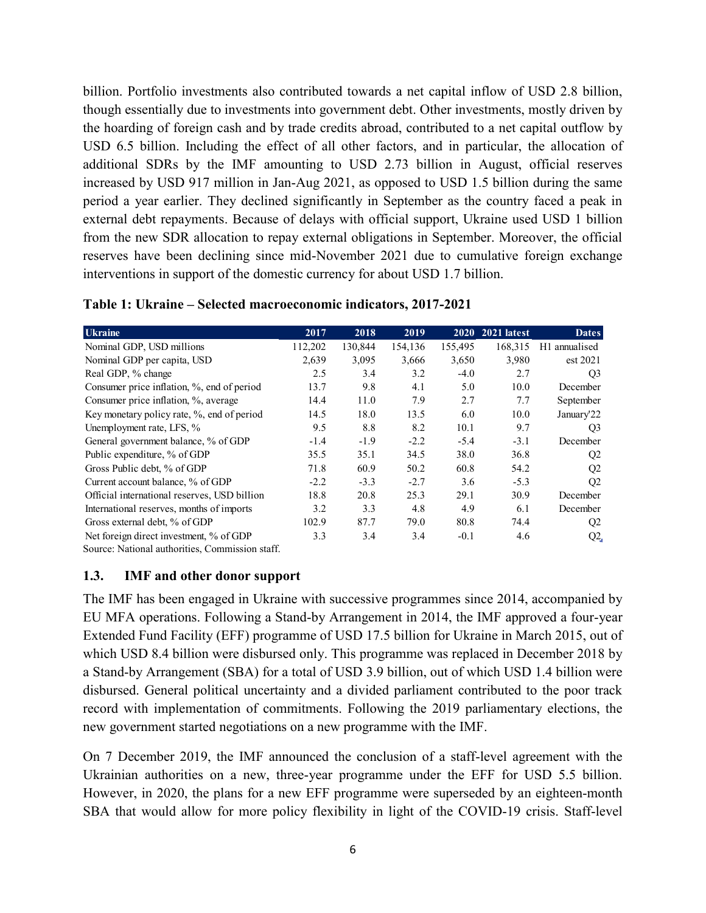billion. Portfolio investments also contributed towards a net capital inflow of USD 2.8 billion, though essentially due to investments into government debt. Other investments, mostly driven by the hoarding of foreign cash and by trade credits abroad, contributed to a net capital outflow by USD 6.5 billion. Including the effect of all other factors, and in particular, the allocation of additional SDRs by the IMF amounting to USD 2.73 billion in August, official reserves increased by USD 917 million in Jan-Aug 2021, as opposed to USD 1.5 billion during the same period a year earlier. They declined significantly in September as the country faced a peak in external debt repayments. Because of delays with official support, Ukraine used USD 1 billion from the new SDR allocation to repay external obligations in September. Moreover, the official reserves have been declining since mid-November 2021 due to cumulative foreign exchange interventions in support of the domestic currency for about USD 1.7 billion.

**Table 1: Ukraine – Selected macroeconomic indicators, 2017-2021**

| Ukraine | 2017 | 2018 | 2019 | 2020 | 2021 latest | Dates |
|---|---|---|---|---|---|---|
| Nominal GDP, USD millions | 112,202 | 130,844 | 154,136 | 155,495 | 168,315 | H1 annualised |
| Nominal GDP per capita, USD | 2,639 | 3,095 | 3,666 | 3,650 | 3,980 | est 2021 |
| Real GDP, % change | 2.5 | 3.4 | 3.2 | -4.0 | 2.7 | Q3 |
| Consumer price inflation, %, end of period | 13.7 | 9.8 | 4.1 | 5.0 | 10.0 | December |
| Consumer price inflation, %, average | 14.4 | 11.0 | 7.9 | 2.7 | 7.7 | September |
| Key monetary policy rate, %, end of period | 14.5 | 18.0 | 13.5 | 6.0 | 10.0 | January'22 |
| Unemployment rate, LFS, % | 9.5 | 8.8 | 8.2 | 10.1 | 9.7 | Q3 |
| General government balance, % of GDP | -1.4 | -1.9 | -2.2 | -5.4 | -3.1 | December |
| Public expenditure, % of GDP | 35.5 | 35.1 | 34.5 | 38.0 | 36.8 | Q2 |
| Gross Public debt, % of GDP | 71.8 | 60.9 | 50.2 | 60.8 | 54.2 | Q2 |
| Current account balance, % of GDP | -2.2 | -3.3 | -2.7 | 3.6 | -5.3 | Q2 |
| Official international reserves, USD billion | 18.8 | 20.8 | 25.3 | 29.1 | 30.9 | December |
| International reserves, months of imports | 3.2 | 3.3 | 4.8 | 4.9 | 6.1 | December |
| Gross external debt, % of GDP | 102.9 | 87.7 | 79.0 | 80.8 | 74.4 | Q2 |
| Net foreign direct investment, % of GDP | 3.3 | 3.4 | 3.4 | -0.1 | 4.6 | Q2 |

Source: National authorities, Commission staff.

## 1.3. IMF and other donor support

The IMF has been engaged in Ukraine with successive programmes since 2014, accompanied by EU MFA operations. Following a Stand-by Arrangement in 2014, the IMF approved a four-year Extended Fund Facility (EFF) programme of USD 17.5 billion for Ukraine in March 2015, out of which USD 8.4 billion were disbursed only. This programme was replaced in December 2018 by a Stand-by Arrangement (SBA) for a total of USD 3.9 billion, out of which USD 1.4 billion were disbursed. General political uncertainty and a divided parliament contributed to the poor track record with implementation of commitments. Following the 2019 parliamentary elections, the new government started negotiations on a new programme with the IMF.

On 7 December 2019, the IMF announced the conclusion of a staff-level agreement with the Ukrainian authorities on a new, three-year programme under the EFF for USD 5.5 billion. However, in 2020, the plans for a new EFF programme were superseded by an eighteen-month SBA that would allow for more policy flexibility in light of the COVID-19 crisis. Staff-level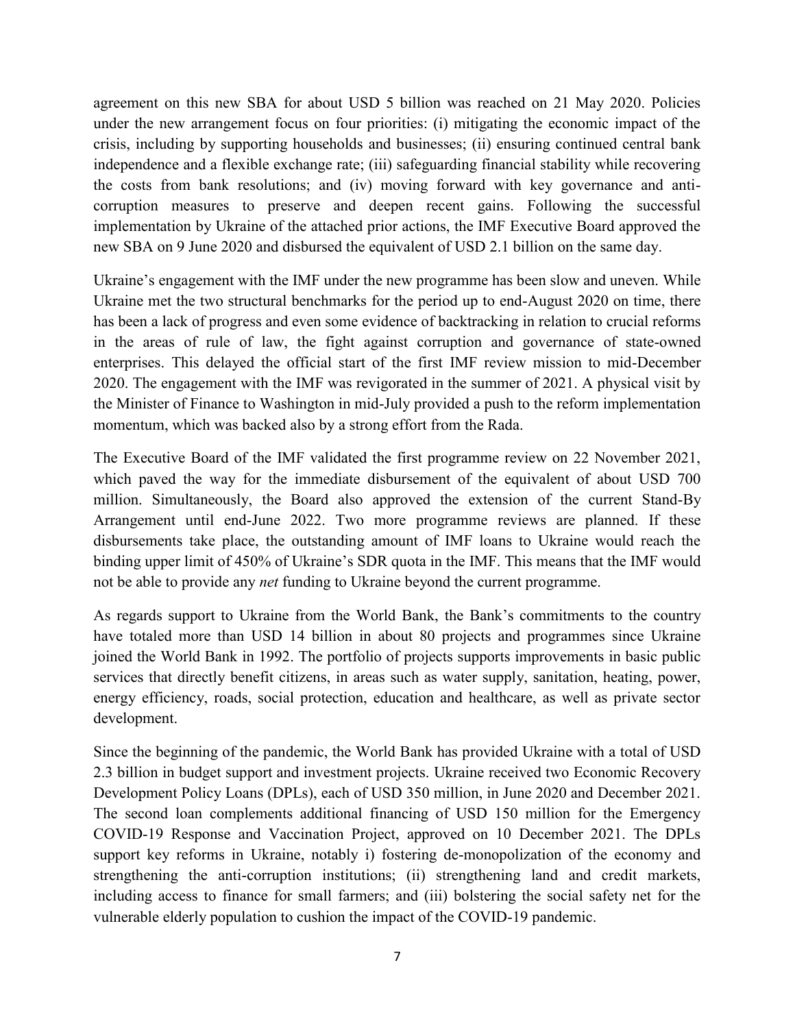agreement on this new SBA for about USD 5 billion was reached on 21 May 2020. Policies under the new arrangement focus on four priorities: (i) mitigating the economic impact of the crisis, including by supporting households and businesses; (ii) ensuring continued central bank independence and a flexible exchange rate; (iii) safeguarding financial stability while recovering the costs from bank resolutions; and (iv) moving forward with key governance and anti-corruption measures to preserve and deepen recent gains. Following the successful implementation by Ukraine of the attached prior actions, the IMF Executive Board approved the new SBA on 9 June 2020 and disbursed the equivalent of USD 2.1 billion on the same day.

Ukraine's engagement with the IMF under the new programme has been slow and uneven. While Ukraine met the two structural benchmarks for the period up to end-August 2020 on time, there has been a lack of progress and even some evidence of backtracking in relation to crucial reforms in the areas of rule of law, the fight against corruption and governance of state-owned enterprises. This delayed the official start of the first IMF review mission to mid-December 2020. The engagement with the IMF was revigorated in the summer of 2021. A physical visit by the Minister of Finance to Washington in mid-July provided a push to the reform implementation momentum, which was backed also by a strong effort from the Rada.

The Executive Board of the IMF validated the first programme review on 22 November 2021, which paved the way for the immediate disbursement of the equivalent of about USD 700 million. Simultaneously, the Board also approved the extension of the current Stand-By Arrangement until end-June 2022. Two more programme reviews are planned. If these disbursements take place, the outstanding amount of IMF loans to Ukraine would reach the binding upper limit of 450% of Ukraine's SDR quota in the IMF. This means that the IMF would not be able to provide any *net* funding to Ukraine beyond the current programme.

As regards support to Ukraine from the World Bank, the Bank's commitments to the country have totaled more than USD 14 billion in about 80 projects and programmes since Ukraine joined the World Bank in 1992. The portfolio of projects supports improvements in basic public services that directly benefit citizens, in areas such as water supply, sanitation, heating, power, energy efficiency, roads, social protection, education and healthcare, as well as private sector development.

Since the beginning of the pandemic, the World Bank has provided Ukraine with a total of USD 2.3 billion in budget support and investment projects. Ukraine received two Economic Recovery Development Policy Loans (DPLs), each of USD 350 million, in June 2020 and December 2021. The second loan complements additional financing of USD 150 million for the Emergency COVID-19 Response and Vaccination Project, approved on 10 December 2021. The DPLs support key reforms in Ukraine, notably i) fostering de-monopolization of the economy and strengthening the anti-corruption institutions; (ii) strengthening land and credit markets, including access to finance for small farmers; and (iii) bolstering the social safety net for the vulnerable elderly population to cushion the impact of the COVID-19 pandemic.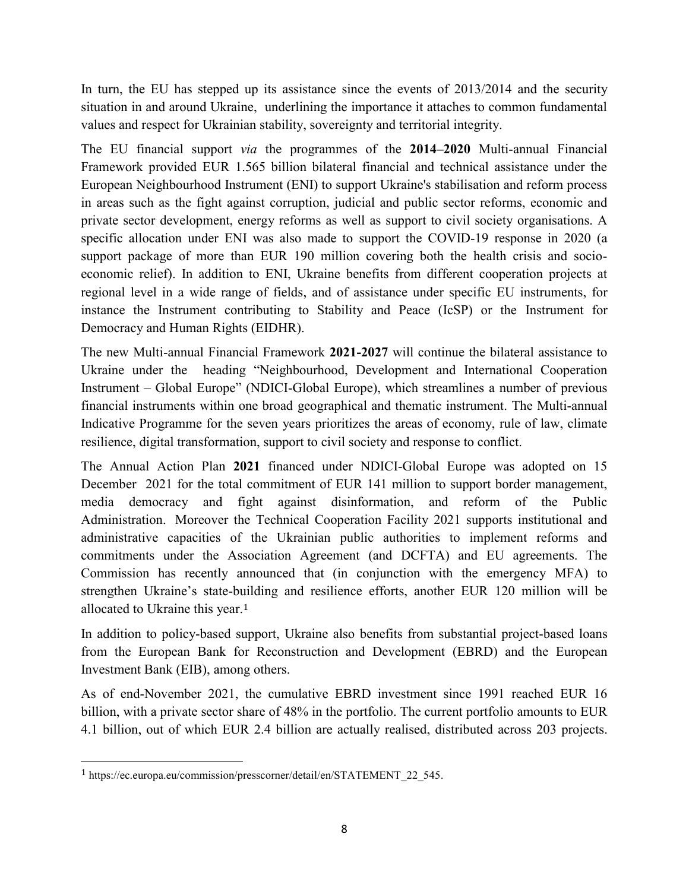In turn, the EU has stepped up its assistance since the events of 2013/2014 and the security situation in and around Ukraine, underlining the importance it attaches to common fundamental values and respect for Ukrainian stability, sovereignty and territorial integrity.

The EU financial support *via* the programmes of the **2014–2020** Multi-annual Financial Framework provided EUR 1.565 billion bilateral financial and technical assistance under the European Neighbourhood Instrument (ENI) to support Ukraine's stabilisation and reform process in areas such as the fight against corruption, judicial and public sector reforms, economic and private sector development, energy reforms as well as support to civil society organisations. A specific allocation under ENI was also made to support the COVID-19 response in 2020 (a support package of more than EUR 190 million covering both the health crisis and socio-economic relief). In addition to ENI, Ukraine benefits from different cooperation projects at regional level in a wide range of fields, and of assistance under specific EU instruments, for instance the Instrument contributing to Stability and Peace (IcSP) or the Instrument for Democracy and Human Rights (EIDHR).

The new Multi-annual Financial Framework **2021-2027** will continue the bilateral assistance to Ukraine under the heading "Neighbourhood, Development and International Cooperation Instrument – Global Europe" (NDICI-Global Europe), which streamlines a number of previous financial instruments within one broad geographical and thematic instrument. The Multi-annual Indicative Programme for the seven years prioritizes the areas of economy, rule of law, climate resilience, digital transformation, support to civil society and response to conflict.

The Annual Action Plan **2021** financed under NDICI-Global Europe was adopted on 15 December 2021 for the total commitment of EUR 141 million to support border management, media democracy and fight against disinformation, and reform of the Public Administration. Moreover the Technical Cooperation Facility 2021 supports institutional and administrative capacities of the Ukrainian public authorities to implement reforms and commitments under the Association Agreement (and DCFTA) and EU agreements. The Commission has recently announced that (in conjunction with the emergency MFA) to strengthen Ukraine's state-building and resilience efforts, another EUR 120 million will be allocated to Ukraine this year.[1]

In addition to policy-based support, Ukraine also benefits from substantial project-based loans from the European Bank for Reconstruction and Development (EBRD) and the European Investment Bank (EIB), among others.

As of end-November 2021, the cumulative EBRD investment since 1991 reached EUR 16 billion, with a private sector share of 48% in the portfolio. The current portfolio amounts to EUR 4.1 billion, out of which EUR 2.4 billion are actually realised, distributed across 203 projects.

[1] https://ec.europa.eu/commission/presscorner/detail/en/STATEMENT_22_545.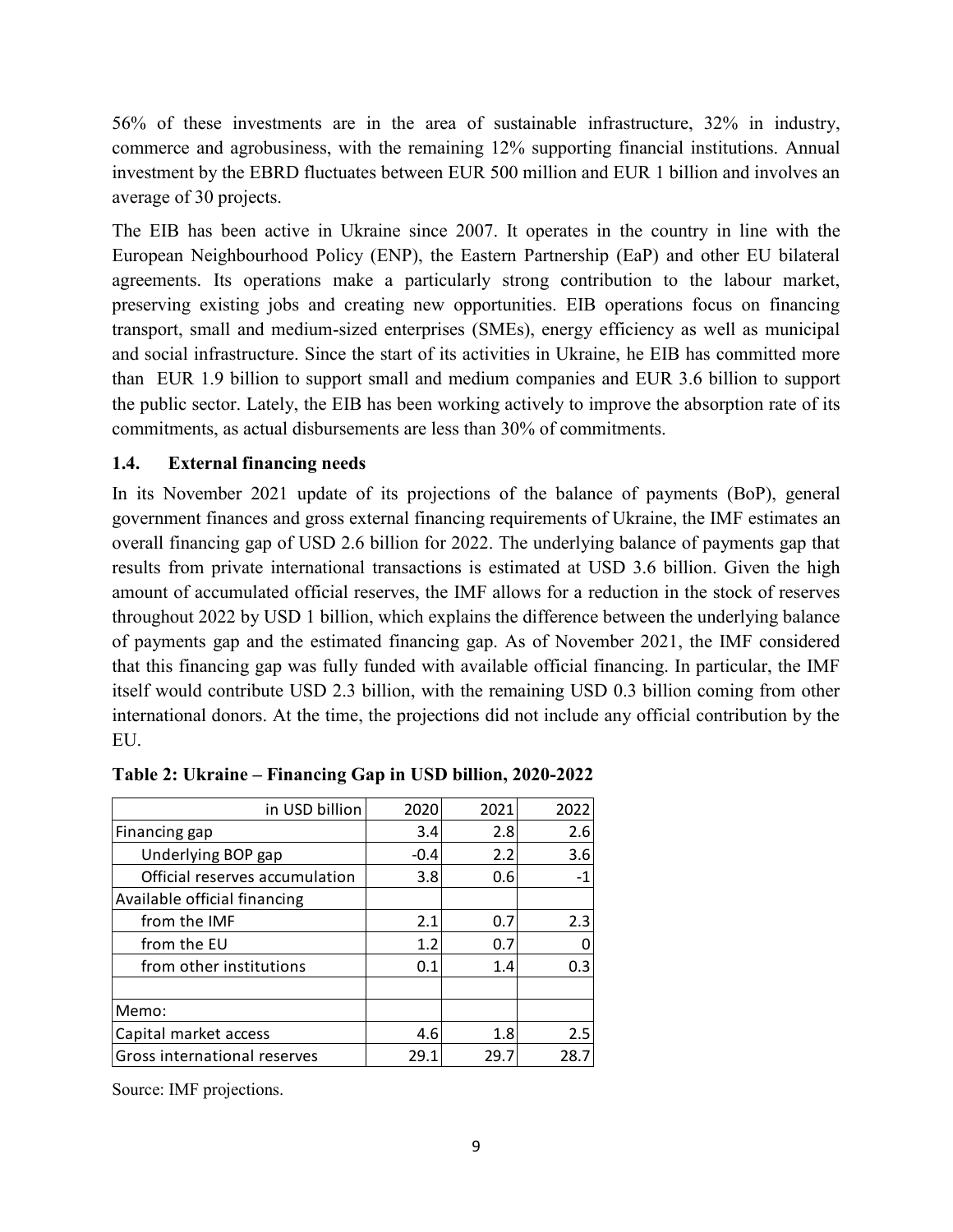56% of these investments are in the area of sustainable infrastructure, 32% in industry, commerce and agrobusiness, with the remaining 12% supporting financial institutions. Annual investment by the EBRD fluctuates between EUR 500 million and EUR 1 billion and involves an average of 30 projects.

The EIB has been active in Ukraine since 2007. It operates in the country in line with the European Neighbourhood Policy (ENP), the Eastern Partnership (EaP) and other EU bilateral agreements. Its operations make a particularly strong contribution to the labour market, preserving existing jobs and creating new opportunities. EIB operations focus on financing transport, small and medium-sized enterprises (SMEs), energy efficiency as well as municipal and social infrastructure. Since the start of its activities in Ukraine, he EIB has committed more than EUR 1.9 billion to support small and medium companies and EUR 3.6 billion to support the public sector. Lately, the EIB has been working actively to improve the absorption rate of its commitments, as actual disbursements are less than 30% of commitments.

### 1.4. External financing needs

In its November 2021 update of its projections of the balance of payments (BoP), general government finances and gross external financing requirements of Ukraine, the IMF estimates an overall financing gap of USD 2.6 billion for 2022. The underlying balance of payments gap that results from private international transactions is estimated at USD 3.6 billion. Given the high amount of accumulated official reserves, the IMF allows for a reduction in the stock of reserves throughout 2022 by USD 1 billion, which explains the difference between the underlying balance of payments gap and the estimated financing gap. As of November 2021, the IMF considered that this financing gap was fully funded with available official financing. In particular, the IMF itself would contribute USD 2.3 billion, with the remaining USD 0.3 billion coming from other international donors. At the time, the projections did not include any official contribution by the EU.

**Table 2: Ukraine – Financing Gap in USD billion, 2020-2022**

| in USD billion | 2020 | 2021 | 2022 |
|---|---|---|---|
| Financing gap | 3.4 | 2.8 | 2.6 |
| Underlying BOP gap | -0.4 | 2.2 | 3.6 |
| Official reserves accumulation | 3.8 | 0.6 | -1 |
| Available official financing | | | |
| from the IMF | 2.1 | 0.7 | 2.3 |
| from the EU | 1.2 | 0.7 | 0 |
| from other institutions | 0.1 | 1.4 | 0.3 |
| | | | |
| Memo: | | | |
| Capital market access | 4.6 | 1.8 | 2.5 |
| Gross international reserves | 29.1 | 29.7 | 28.7 |

Source: IMF projections.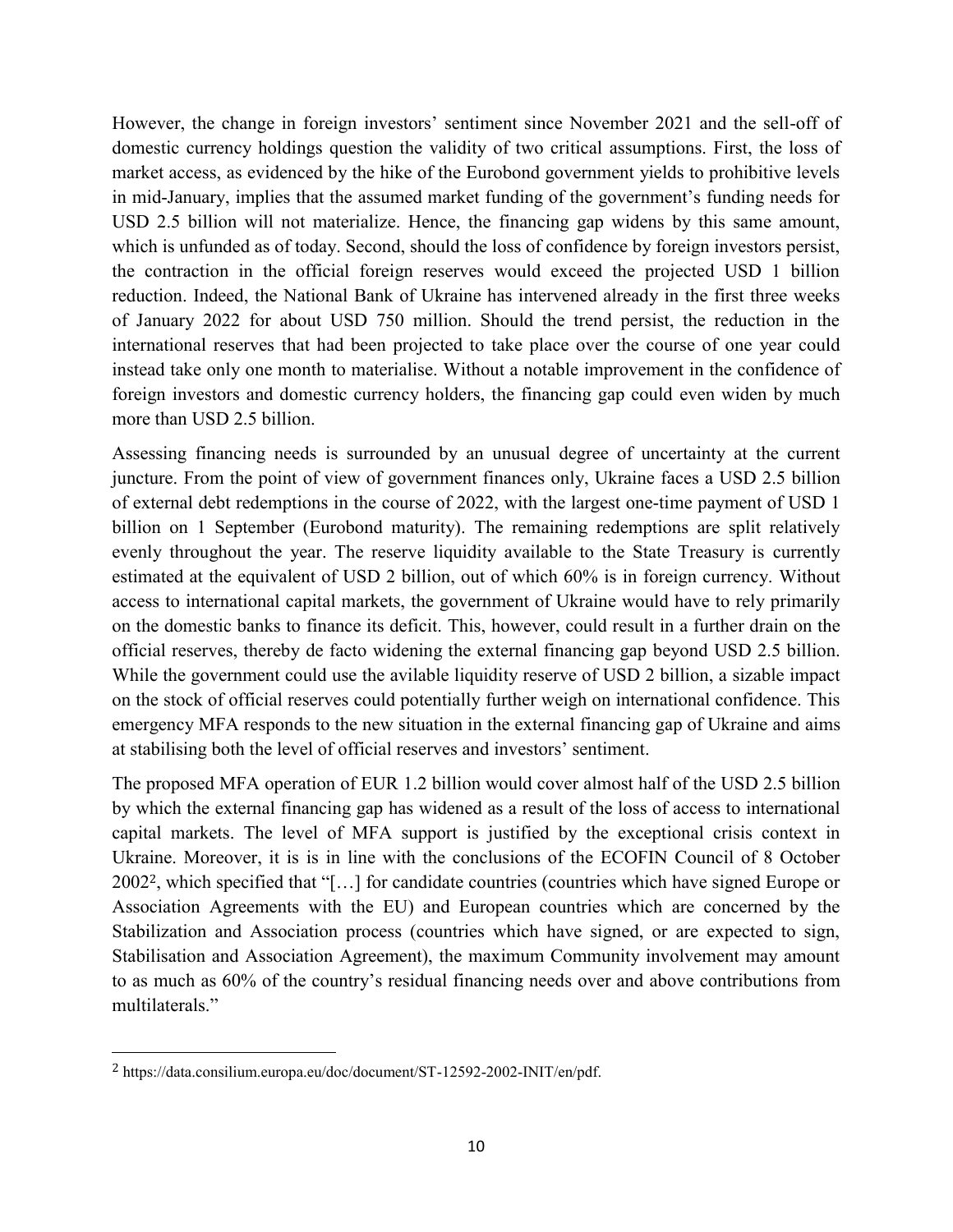However, the change in foreign investors' sentiment since November 2021 and the sell-off of domestic currency holdings question the validity of two critical assumptions. First, the loss of market access, as evidenced by the hike of the Eurobond government yields to prohibitive levels in mid-January, implies that the assumed market funding of the government's funding needs for USD 2.5 billion will not materialize. Hence, the financing gap widens by this same amount, which is unfunded as of today. Second, should the loss of confidence by foreign investors persist, the contraction in the official foreign reserves would exceed the projected USD 1 billion reduction. Indeed, the National Bank of Ukraine has intervened already in the first three weeks of January 2022 for about USD 750 million. Should the trend persist, the reduction in the international reserves that had been projected to take place over the course of one year could instead take only one month to materialise. Without a notable improvement in the confidence of foreign investors and domestic currency holders, the financing gap could even widen by much more than USD 2.5 billion.

Assessing financing needs is surrounded by an unusual degree of uncertainty at the current juncture. From the point of view of government finances only, Ukraine faces a USD 2.5 billion of external debt redemptions in the course of 2022, with the largest one-time payment of USD 1 billion on 1 September (Eurobond maturity). The remaining redemptions are split relatively evenly throughout the year. The reserve liquidity available to the State Treasury is currently estimated at the equivalent of USD 2 billion, out of which 60% is in foreign currency. Without access to international capital markets, the government of Ukraine would have to rely primarily on the domestic banks to finance its deficit. This, however, could result in a further drain on the official reserves, thereby de facto widening the external financing gap beyond USD 2.5 billion. While the government could use the avilable liquidity reserve of USD 2 billion, a sizable impact on the stock of official reserves could potentially further weigh on international confidence. This emergency MFA responds to the new situation in the external financing gap of Ukraine and aims at stabilising both the level of official reserves and investors' sentiment.

The proposed MFA operation of EUR 1.2 billion would cover almost half of the USD 2.5 billion by which the external financing gap has widened as a result of the loss of access to international capital markets. The level of MFA support is justified by the exceptional crisis context in Ukraine. Moreover, it is is in line with the conclusions of the ECOFIN Council of 8 October 2002[2], which specified that "[…] for candidate countries (countries which have signed Europe or Association Agreements with the EU) and European countries which are concerned by the Stabilization and Association process (countries which have signed, or are expected to sign, Stabilisation and Association Agreement), the maximum Community involvement may amount to as much as 60% of the country's residual financing needs over and above contributions from multilaterals."

---

[2] https://data.consilium.europa.eu/doc/document/ST-12592-2002-INIT/en/pdf.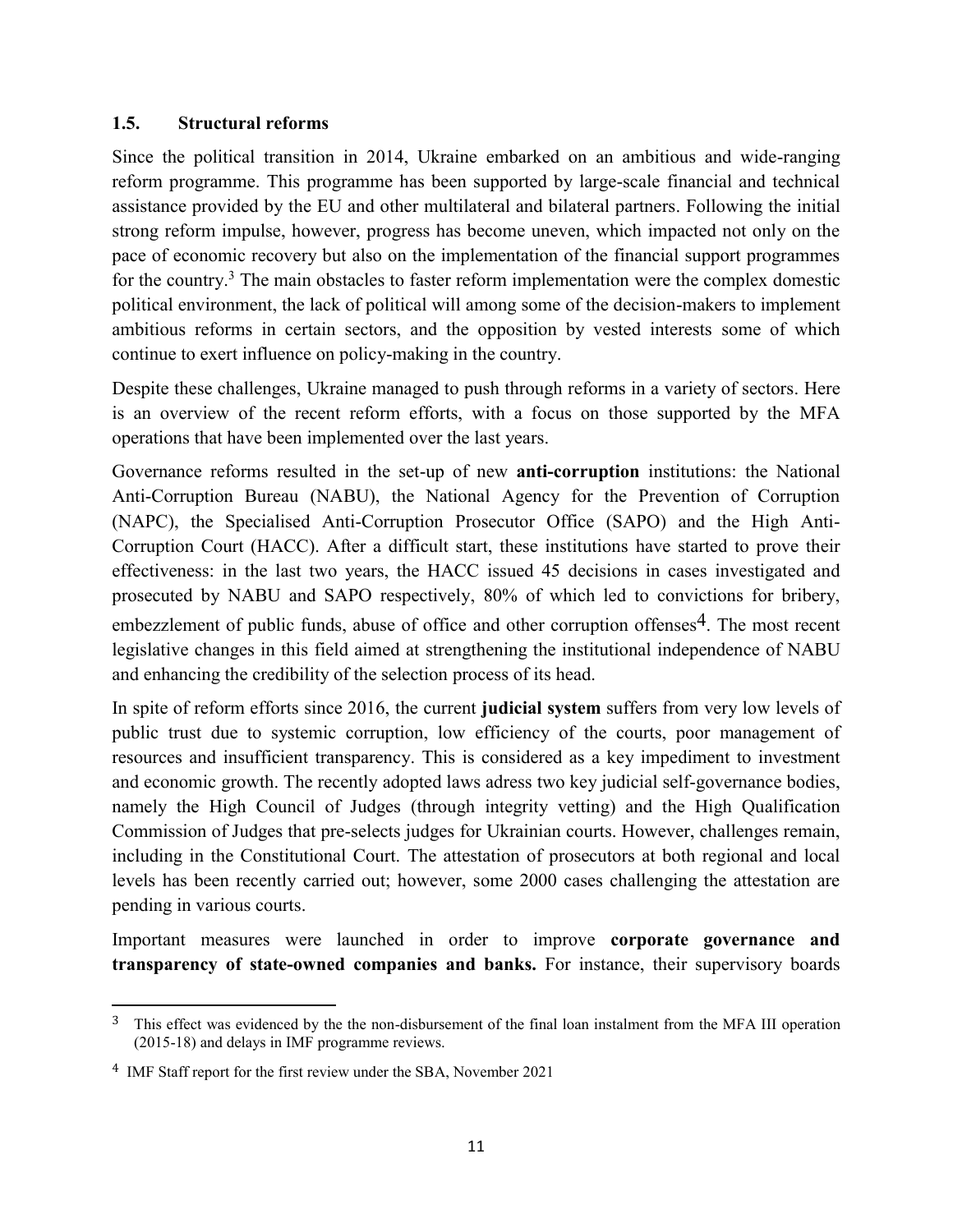## 1.5. Structural reforms

Since the political transition in 2014, Ukraine embarked on an ambitious and wide-ranging reform programme. This programme has been supported by large-scale financial and technical assistance provided by the EU and other multilateral and bilateral partners. Following the initial strong reform impulse, however, progress has become uneven, which impacted not only on the pace of economic recovery but also on the implementation of the financial support programmes for the country.[3] The main obstacles to faster reform implementation were the complex domestic political environment, the lack of political will among some of the decision-makers to implement ambitious reforms in certain sectors, and the opposition by vested interests some of which continue to exert influence on policy-making in the country.

Despite these challenges, Ukraine managed to push through reforms in a variety of sectors. Here is an overview of the recent reform efforts, with a focus on those supported by the MFA operations that have been implemented over the last years.

Governance reforms resulted in the set-up of new **anti-corruption** institutions: the National Anti-Corruption Bureau (NABU), the National Agency for the Prevention of Corruption (NAPC), the Specialised Anti-Corruption Prosecutor Office (SAPO) and the High Anti-Corruption Court (HACC). After a difficult start, these institutions have started to prove their effectiveness: in the last two years, the HACC issued 45 decisions in cases investigated and prosecuted by NABU and SAPO respectively, 80% of which led to convictions for bribery, embezzlement of public funds, abuse of office and other corruption offenses[4]. The most recent legislative changes in this field aimed at strengthening the institutional independence of NABU and enhancing the credibility of the selection process of its head.

In spite of reform efforts since 2016, the current **judicial system** suffers from very low levels of public trust due to systemic corruption, low efficiency of the courts, poor management of resources and insufficient transparency. This is considered as a key impediment to investment and economic growth. The recently adopted laws adress two key judicial self-governance bodies, namely the High Council of Judges (through integrity vetting) and the High Qualification Commission of Judges that pre-selects judges for Ukrainian courts. However, challenges remain, including in the Constitutional Court. The attestation of prosecutors at both regional and local levels has been recently carried out; however, some 2000 cases challenging the attestation are pending in various courts.

Important measures were launched in order to improve **corporate governance and transparency of state-owned companies and banks.** For instance, their supervisory boards

---

[3] This effect was evidenced by the the non-disbursement of the final loan instalment from the MFA III operation (2015-18) and delays in IMF programme reviews.

[4] IMF Staff report for the first review under the SBA, November 2021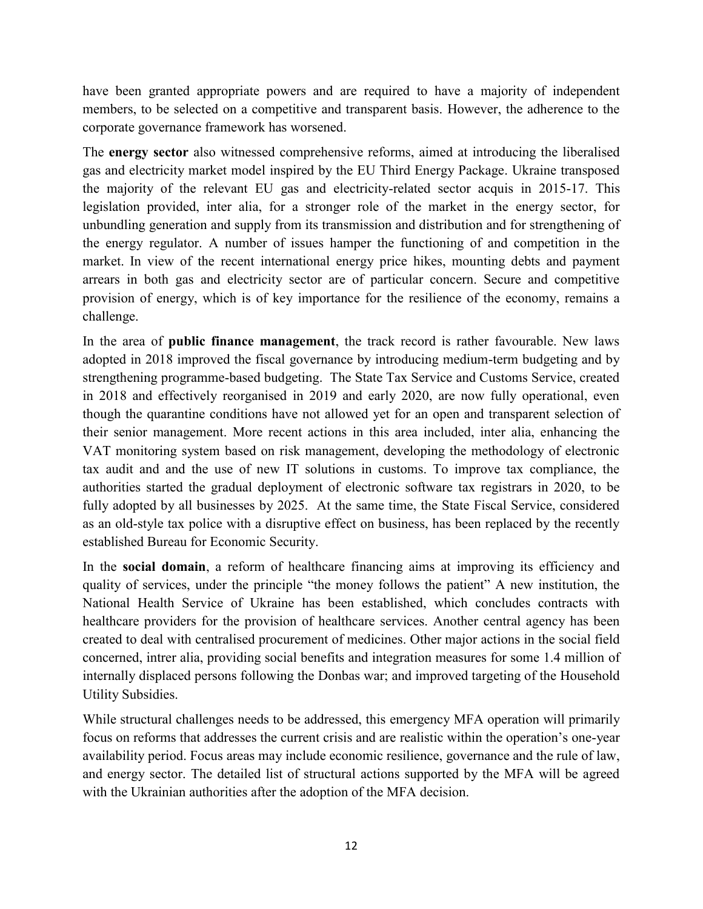have been granted appropriate powers and are required to have a majority of independent members, to be selected on a competitive and transparent basis. However, the adherence to the corporate governance framework has worsened.

The **energy sector** also witnessed comprehensive reforms, aimed at introducing the liberalised gas and electricity market model inspired by the EU Third Energy Package. Ukraine transposed the majority of the relevant EU gas and electricity-related sector acquis in 2015-17. This legislation provided, inter alia, for a stronger role of the market in the energy sector, for unbundling generation and supply from its transmission and distribution and for strengthening of the energy regulator. A number of issues hamper the functioning of and competition in the market. In view of the recent international energy price hikes, mounting debts and payment arrears in both gas and electricity sector are of particular concern. Secure and competitive provision of energy, which is of key importance for the resilience of the economy, remains a challenge.

In the area of **public finance management**, the track record is rather favourable. New laws adopted in 2018 improved the fiscal governance by introducing medium-term budgeting and by strengthening programme-based budgeting. The State Tax Service and Customs Service, created in 2018 and effectively reorganised in 2019 and early 2020, are now fully operational, even though the quarantine conditions have not allowed yet for an open and transparent selection of their senior management. More recent actions in this area included, inter alia, enhancing the VAT monitoring system based on risk management, developing the methodology of electronic tax audit and and the use of new IT solutions in customs. To improve tax compliance, the authorities started the gradual deployment of electronic software tax registrars in 2020, to be fully adopted by all businesses by 2025. At the same time, the State Fiscal Service, considered as an old-style tax police with a disruptive effect on business, has been replaced by the recently established Bureau for Economic Security.

In the **social domain**, a reform of healthcare financing aims at improving its efficiency and quality of services, under the principle "the money follows the patient" A new institution, the National Health Service of Ukraine has been established, which concludes contracts with healthcare providers for the provision of healthcare services. Another central agency has been created to deal with centralised procurement of medicines. Other major actions in the social field concerned, intrer alia, providing social benefits and integration measures for some 1.4 million of internally displaced persons following the Donbas war; and improved targeting of the Household Utility Subsidies.

While structural challenges needs to be addressed, this emergency MFA operation will primarily focus on reforms that addresses the current crisis and are realistic within the operation's one-year availability period. Focus areas may include economic resilience, governance and the rule of law, and energy sector. The detailed list of structural actions supported by the MFA will be agreed with the Ukrainian authorities after the adoption of the MFA decision.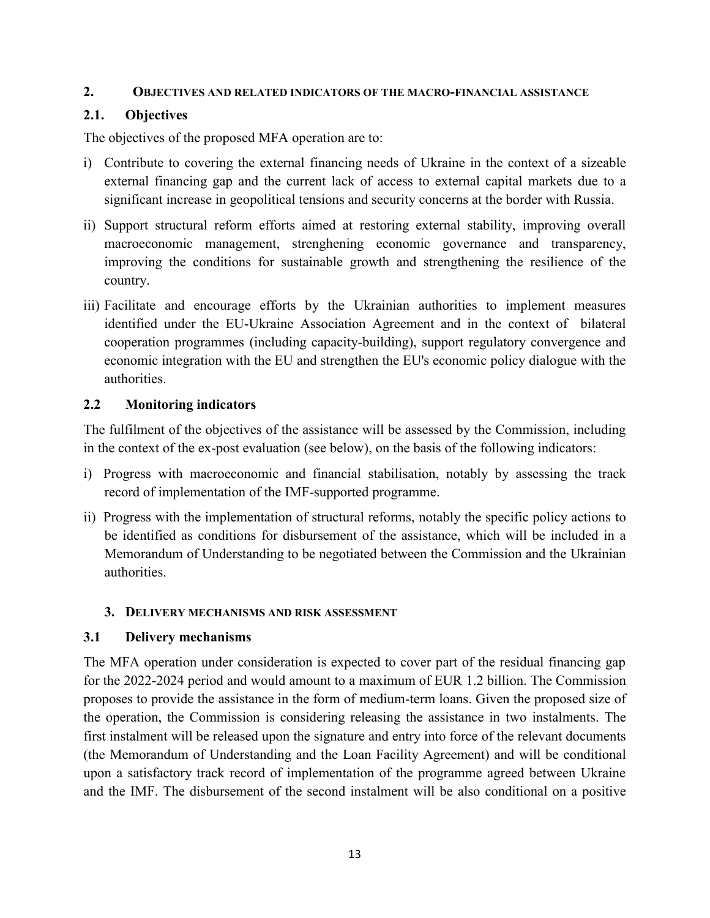## 2. OBJECTIVES AND RELATED INDICATORS OF THE MACRO-FINANCIAL ASSISTANCE

### 2.1. Objectives

The objectives of the proposed MFA operation are to:

i) Contribute to covering the external financing needs of Ukraine in the context of a sizeable external financing gap and the current lack of access to external capital markets due to a significant increase in geopolitical tensions and security concerns at the border with Russia.

ii) Support structural reform efforts aimed at restoring external stability, improving overall macroeconomic management, strenghening economic governance and transparency, improving the conditions for sustainable growth and strengthening the resilience of the country.

iii) Facilitate and encourage efforts by the Ukrainian authorities to implement measures identified under the EU-Ukraine Association Agreement and in the context of bilateral cooperation programmes (including capacity-building), support regulatory convergence and economic integration with the EU and strengthen the EU's economic policy dialogue with the authorities.

### 2.2 Monitoring indicators

The fulfilment of the objectives of the assistance will be assessed by the Commission, including in the context of the ex-post evaluation (see below), on the basis of the following indicators:

i) Progress with macroeconomic and financial stabilisation, notably by assessing the track record of implementation of the IMF-supported programme.

ii) Progress with the implementation of structural reforms, notably the specific policy actions to be identified as conditions for disbursement of the assistance, which will be included in a Memorandum of Understanding to be negotiated between the Commission and the Ukrainian authorities.

## 3. DELIVERY MECHANISMS AND RISK ASSESSMENT

### 3.1 Delivery mechanisms

The MFA operation under consideration is expected to cover part of the residual financing gap for the 2022-2024 period and would amount to a maximum of EUR 1.2 billion. The Commission proposes to provide the assistance in the form of medium-term loans. Given the proposed size of the operation, the Commission is considering releasing the assistance in two instalments. The first instalment will be released upon the signature and entry into force of the relevant documents (the Memorandum of Understanding and the Loan Facility Agreement) and will be conditional upon a satisfactory track record of implementation of the programme agreed between Ukraine and the IMF. The disbursement of the second instalment will be also conditional on a positive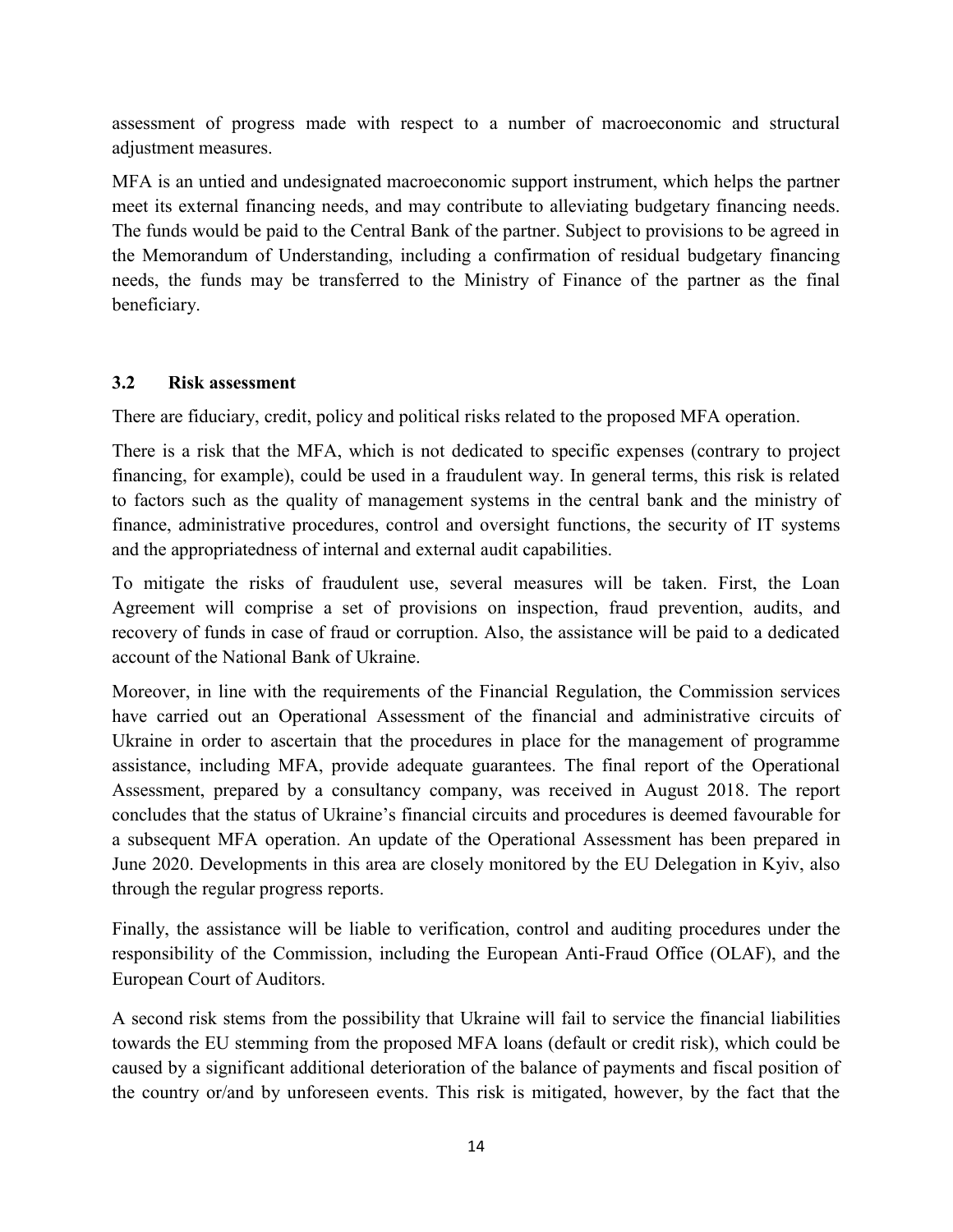assessment of progress made with respect to a number of macroeconomic and structural adjustment measures.

MFA is an untied and undesignated macroeconomic support instrument, which helps the partner meet its external financing needs, and may contribute to alleviating budgetary financing needs. The funds would be paid to the Central Bank of the partner. Subject to provisions to be agreed in the Memorandum of Understanding, including a confirmation of residual budgetary financing needs, the funds may be transferred to the Ministry of Finance of the partner as the final beneficiary.

### 3.2 Risk assessment

There are fiduciary, credit, policy and political risks related to the proposed MFA operation.

There is a risk that the MFA, which is not dedicated to specific expenses (contrary to project financing, for example), could be used in a fraudulent way. In general terms, this risk is related to factors such as the quality of management systems in the central bank and the ministry of finance, administrative procedures, control and oversight functions, the security of IT systems and the appropriatedness of internal and external audit capabilities.

To mitigate the risks of fraudulent use, several measures will be taken. First, the Loan Agreement will comprise a set of provisions on inspection, fraud prevention, audits, and recovery of funds in case of fraud or corruption. Also, the assistance will be paid to a dedicated account of the National Bank of Ukraine.

Moreover, in line with the requirements of the Financial Regulation, the Commission services have carried out an Operational Assessment of the financial and administrative circuits of Ukraine in order to ascertain that the procedures in place for the management of programme assistance, including MFA, provide adequate guarantees. The final report of the Operational Assessment, prepared by a consultancy company, was received in August 2018. The report concludes that the status of Ukraine's financial circuits and procedures is deemed favourable for a subsequent MFA operation. An update of the Operational Assessment has been prepared in June 2020. Developments in this area are closely monitored by the EU Delegation in Kyiv, also through the regular progress reports.

Finally, the assistance will be liable to verification, control and auditing procedures under the responsibility of the Commission, including the European Anti-Fraud Office (OLAF), and the European Court of Auditors.

A second risk stems from the possibility that Ukraine will fail to service the financial liabilities towards the EU stemming from the proposed MFA loans (default or credit risk), which could be caused by a significant additional deterioration of the balance of payments and fiscal position of the country or/and by unforeseen events. This risk is mitigated, however, by the fact that the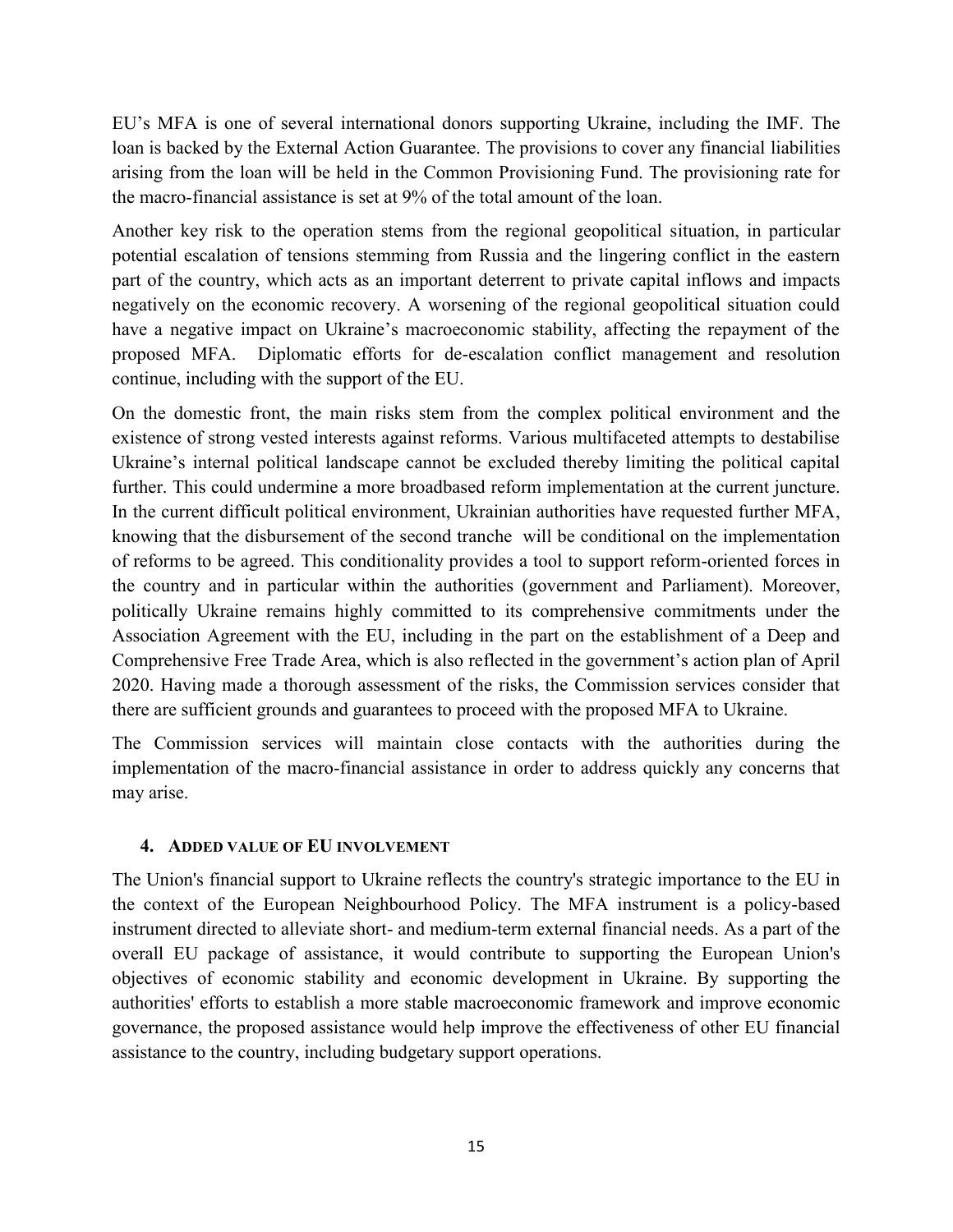EU's MFA is one of several international donors supporting Ukraine, including the IMF. The loan is backed by the External Action Guarantee. The provisions to cover any financial liabilities arising from the loan will be held in the Common Provisioning Fund. The provisioning rate for the macro-financial assistance is set at 9% of the total amount of the loan.

Another key risk to the operation stems from the regional geopolitical situation, in particular potential escalation of tensions stemming from Russia and the lingering conflict in the eastern part of the country, which acts as an important deterrent to private capital inflows and impacts negatively on the economic recovery. A worsening of the regional geopolitical situation could have a negative impact on Ukraine's macroeconomic stability, affecting the repayment of the proposed MFA. Diplomatic efforts for de-escalation conflict management and resolution continue, including with the support of the EU.

On the domestic front, the main risks stem from the complex political environment and the existence of strong vested interests against reforms. Various multifaceted attempts to destabilise Ukraine's internal political landscape cannot be excluded thereby limiting the political capital further. This could undermine a more broadbased reform implementation at the current juncture. In the current difficult political environment, Ukrainian authorities have requested further MFA, knowing that the disbursement of the second tranche will be conditional on the implementation of reforms to be agreed. This conditionality provides a tool to support reform-oriented forces in the country and in particular within the authorities (government and Parliament). Moreover, politically Ukraine remains highly committed to its comprehensive commitments under the Association Agreement with the EU, including in the part on the establishment of a Deep and Comprehensive Free Trade Area, which is also reflected in the government's action plan of April 2020. Having made a thorough assessment of the risks, the Commission services consider that there are sufficient grounds and guarantees to proceed with the proposed MFA to Ukraine.

The Commission services will maintain close contacts with the authorities during the implementation of the macro-financial assistance in order to address quickly any concerns that may arise.

## 4. ADDED VALUE OF EU INVOLVEMENT

The Union's financial support to Ukraine reflects the country's strategic importance to the EU in the context of the European Neighbourhood Policy. The MFA instrument is a policy-based instrument directed to alleviate short- and medium-term external financial needs. As a part of the overall EU package of assistance, it would contribute to supporting the European Union's objectives of economic stability and economic development in Ukraine. By supporting the authorities' efforts to establish a more stable macroeconomic framework and improve economic governance, the proposed assistance would help improve the effectiveness of other EU financial assistance to the country, including budgetary support operations.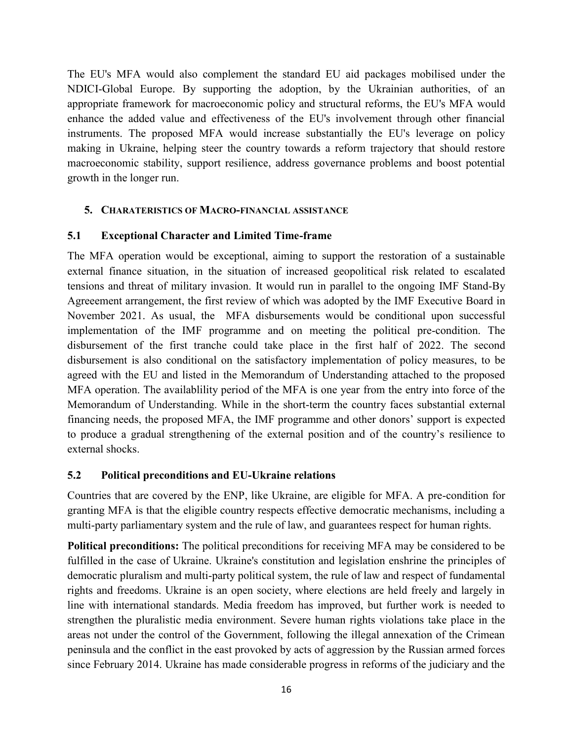The EU's MFA would also complement the standard EU aid packages mobilised under the NDICI-Global Europe. By supporting the adoption, by the Ukrainian authorities, of an appropriate framework for macroeconomic policy and structural reforms, the EU's MFA would enhance the added value and effectiveness of the EU's involvement through other financial instruments. The proposed MFA would increase substantially the EU's leverage on policy making in Ukraine, helping steer the country towards a reform trajectory that should restore macroeconomic stability, support resilience, address governance problems and boost potential growth in the longer run.

## 5. CHARATERISTICS OF MACRO-FINANCIAL ASSISTANCE

### 5.1 Exceptional Character and Limited Time-frame

The MFA operation would be exceptional, aiming to support the restoration of a sustainable external finance situation, in the situation of increased geopolitical risk related to escalated tensions and threat of military invasion. It would run in parallel to the ongoing IMF Stand-By Agreeement arrangement, the first review of which was adopted by the IMF Executive Board in November 2021. As usual, the MFA disbursements would be conditional upon successful implementation of the IMF programme and on meeting the political pre-condition. The disbursement of the first tranche could take place in the first half of 2022. The second disbursement is also conditional on the satisfactory implementation of policy measures, to be agreed with the EU and listed in the Memorandum of Understanding attached to the proposed MFA operation. The availablility period of the MFA is one year from the entry into force of the Memorandum of Understanding. While in the short-term the country faces substantial external financing needs, the proposed MFA, the IMF programme and other donors' support is expected to produce a gradual strengthening of the external position and of the country's resilience to external shocks.

### 5.2 Political preconditions and EU-Ukraine relations

Countries that are covered by the ENP, like Ukraine, are eligible for MFA. A pre-condition for granting MFA is that the eligible country respects effective democratic mechanisms, including a multi-party parliamentary system and the rule of law, and guarantees respect for human rights.

**Political preconditions:** The political preconditions for receiving MFA may be considered to be fulfilled in the case of Ukraine. Ukraine's constitution and legislation enshrine the principles of democratic pluralism and multi-party political system, the rule of law and respect of fundamental rights and freedoms. Ukraine is an open society, where elections are held freely and largely in line with international standards. Media freedom has improved, but further work is needed to strengthen the pluralistic media environment. Severe human rights violations take place in the areas not under the control of the Government, following the illegal annexation of the Crimean peninsula and the conflict in the east provoked by acts of aggression by the Russian armed forces since February 2014. Ukraine has made considerable progress in reforms of the judiciary and the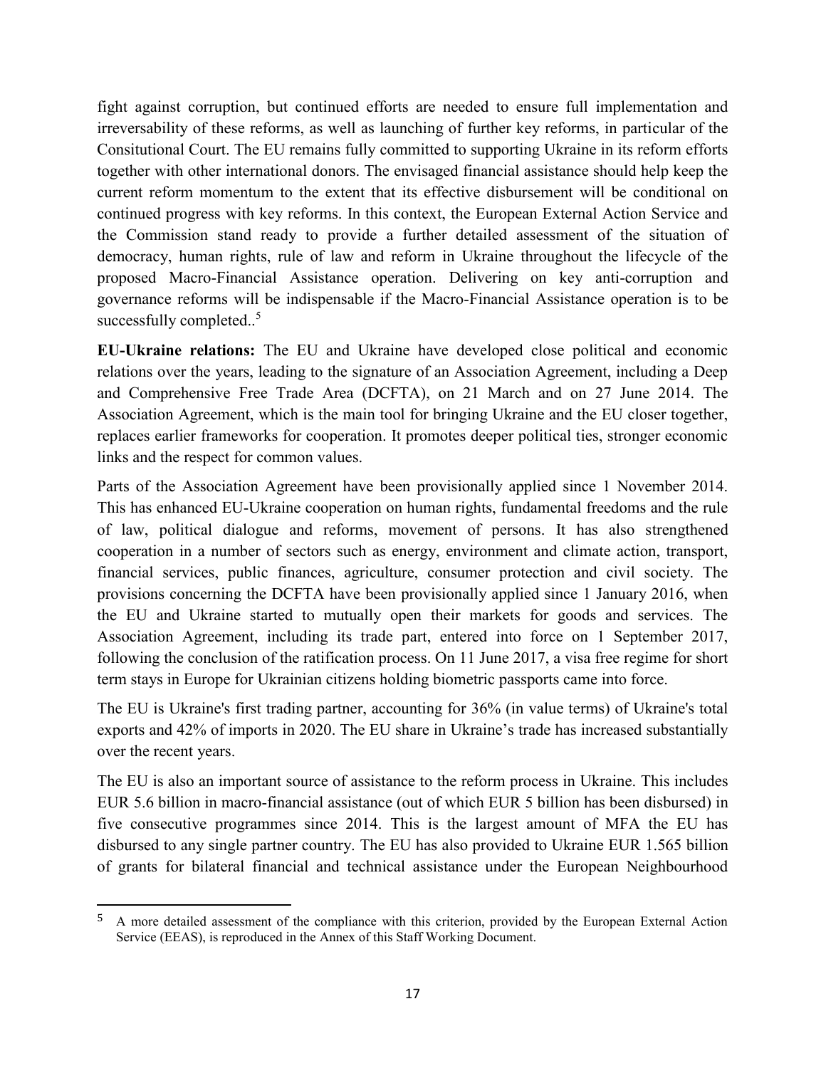fight against corruption, but continued efforts are needed to ensure full implementation and irreversability of these reforms, as well as launching of further key reforms, in particular of the Consitutional Court. The EU remains fully committed to supporting Ukraine in its reform efforts together with other international donors. The envisaged financial assistance should help keep the current reform momentum to the extent that its effective disbursement will be conditional on continued progress with key reforms. In this context, the European External Action Service and the Commission stand ready to provide a further detailed assessment of the situation of democracy, human rights, rule of law and reform in Ukraine throughout the lifecycle of the proposed Macro-Financial Assistance operation. Delivering on key anti-corruption and governance reforms will be indispensable if the Macro-Financial Assistance operation is to be successfully completed..[5]

**EU-Ukraine relations:** The EU and Ukraine have developed close political and economic relations over the years, leading to the signature of an Association Agreement, including a Deep and Comprehensive Free Trade Area (DCFTA), on 21 March and on 27 June 2014. The Association Agreement, which is the main tool for bringing Ukraine and the EU closer together, replaces earlier frameworks for cooperation. It promotes deeper political ties, stronger economic links and the respect for common values.

Parts of the Association Agreement have been provisionally applied since 1 November 2014. This has enhanced EU-Ukraine cooperation on human rights, fundamental freedoms and the rule of law, political dialogue and reforms, movement of persons. It has also strengthened cooperation in a number of sectors such as energy, environment and climate action, transport, financial services, public finances, agriculture, consumer protection and civil society. The provisions concerning the DCFTA have been provisionally applied since 1 January 2016, when the EU and Ukraine started to mutually open their markets for goods and services. The Association Agreement, including its trade part, entered into force on 1 September 2017, following the conclusion of the ratification process. On 11 June 2017, a visa free regime for short term stays in Europe for Ukrainian citizens holding biometric passports came into force.

The EU is Ukraine's first trading partner, accounting for 36% (in value terms) of Ukraine's total exports and 42% of imports in 2020. The EU share in Ukraine's trade has increased substantially over the recent years.

The EU is also an important source of assistance to the reform process in Ukraine. This includes EUR 5.6 billion in macro-financial assistance (out of which EUR 5 billion has been disbursed) in five consecutive programmes since 2014. This is the largest amount of MFA the EU has disbursed to any single partner country. The EU has also provided to Ukraine EUR 1.565 billion of grants for bilateral financial and technical assistance under the European Neighbourhood

[5] A more detailed assessment of the compliance with this criterion, provided by the European External Action Service (EEAS), is reproduced in the Annex of this Staff Working Document.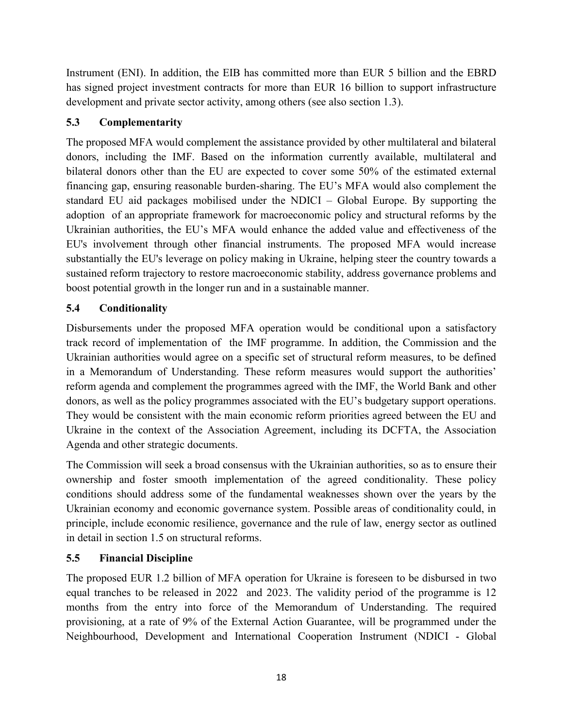Instrument (ENI). In addition, the EIB has committed more than EUR 5 billion and the EBRD has signed project investment contracts for more than EUR 16 billion to support infrastructure development and private sector activity, among others (see also section 1.3).

### 5.3 Complementarity

The proposed MFA would complement the assistance provided by other multilateral and bilateral donors, including the IMF. Based on the information currently available, multilateral and bilateral donors other than the EU are expected to cover some 50% of the estimated external financing gap, ensuring reasonable burden-sharing. The EU's MFA would also complement the standard EU aid packages mobilised under the NDICI – Global Europe. By supporting the adoption of an appropriate framework for macroeconomic policy and structural reforms by the Ukrainian authorities, the EU's MFA would enhance the added value and effectiveness of the EU's involvement through other financial instruments. The proposed MFA would increase substantially the EU's leverage on policy making in Ukraine, helping steer the country towards a sustained reform trajectory to restore macroeconomic stability, address governance problems and boost potential growth in the longer run and in a sustainable manner.

### 5.4 Conditionality

Disbursements under the proposed MFA operation would be conditional upon a satisfactory track record of implementation of the IMF programme. In addition, the Commission and the Ukrainian authorities would agree on a specific set of structural reform measures, to be defined in a Memorandum of Understanding. These reform measures would support the authorities' reform agenda and complement the programmes agreed with the IMF, the World Bank and other donors, as well as the policy programmes associated with the EU's budgetary support operations. They would be consistent with the main economic reform priorities agreed between the EU and Ukraine in the context of the Association Agreement, including its DCFTA, the Association Agenda and other strategic documents.

The Commission will seek a broad consensus with the Ukrainian authorities, so as to ensure their ownership and foster smooth implementation of the agreed conditionality. These policy conditions should address some of the fundamental weaknesses shown over the years by the Ukrainian economy and economic governance system. Possible areas of conditionality could, in principle, include economic resilience, governance and the rule of law, energy sector as outlined in detail in section 1.5 on structural reforms.

### 5.5 Financial Discipline

The proposed EUR 1.2 billion of MFA operation for Ukraine is foreseen to be disbursed in two equal tranches to be released in 2022 and 2023. The validity period of the programme is 12 months from the entry into force of the Memorandum of Understanding. The required provisioning, at a rate of 9% of the External Action Guarantee, will be programmed under the Neighbourhood, Development and International Cooperation Instrument (NDICI - Global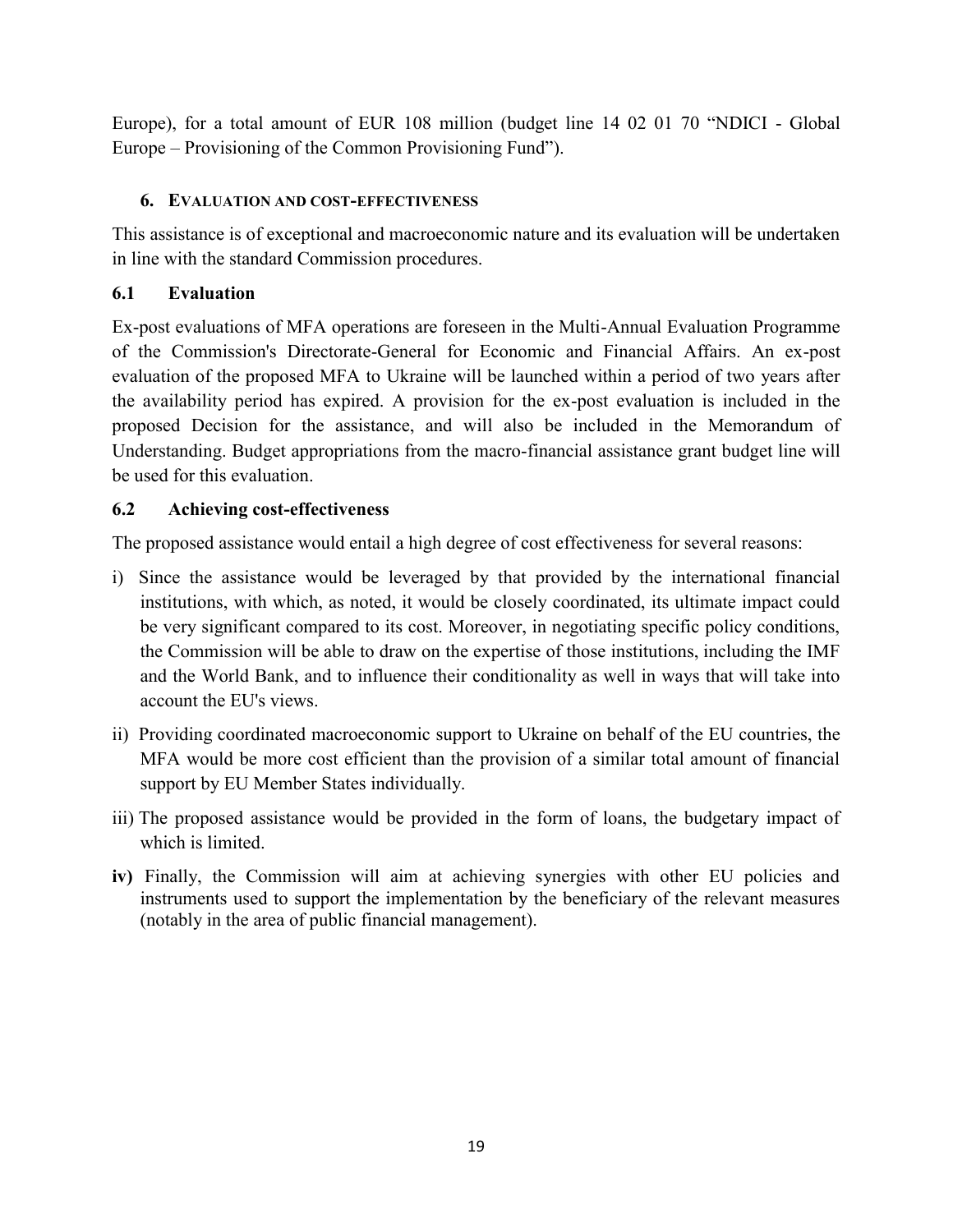Europe), for a total amount of EUR 108 million (budget line 14 02 01 70 "NDICI - Global Europe – Provisioning of the Common Provisioning Fund").

## 6. EVALUATION AND COST-EFFECTIVENESS

This assistance is of exceptional and macroeconomic nature and its evaluation will be undertaken in line with the standard Commission procedures.

### 6.1 Evaluation

Ex-post evaluations of MFA operations are foreseen in the Multi-Annual Evaluation Programme of the Commission's Directorate-General for Economic and Financial Affairs. An ex-post evaluation of the proposed MFA to Ukraine will be launched within a period of two years after the availability period has expired. A provision for the ex-post evaluation is included in the proposed Decision for the assistance, and will also be included in the Memorandum of Understanding. Budget appropriations from the macro-financial assistance grant budget line will be used for this evaluation.

### 6.2 Achieving cost-effectiveness

The proposed assistance would entail a high degree of cost effectiveness for several reasons:

i) Since the assistance would be leveraged by that provided by the international financial institutions, with which, as noted, it would be closely coordinated, its ultimate impact could be very significant compared to its cost. Moreover, in negotiating specific policy conditions, the Commission will be able to draw on the expertise of those institutions, including the IMF and the World Bank, and to influence their conditionality as well in ways that will take into account the EU's views.

ii) Providing coordinated macroeconomic support to Ukraine on behalf of the EU countries, the MFA would be more cost efficient than the provision of a similar total amount of financial support by EU Member States individually.

iii) The proposed assistance would be provided in the form of loans, the budgetary impact of which is limited.

**iv)** Finally, the Commission will aim at achieving synergies with other EU policies and instruments used to support the implementation by the beneficiary of the relevant measures (notably in the area of public financial management).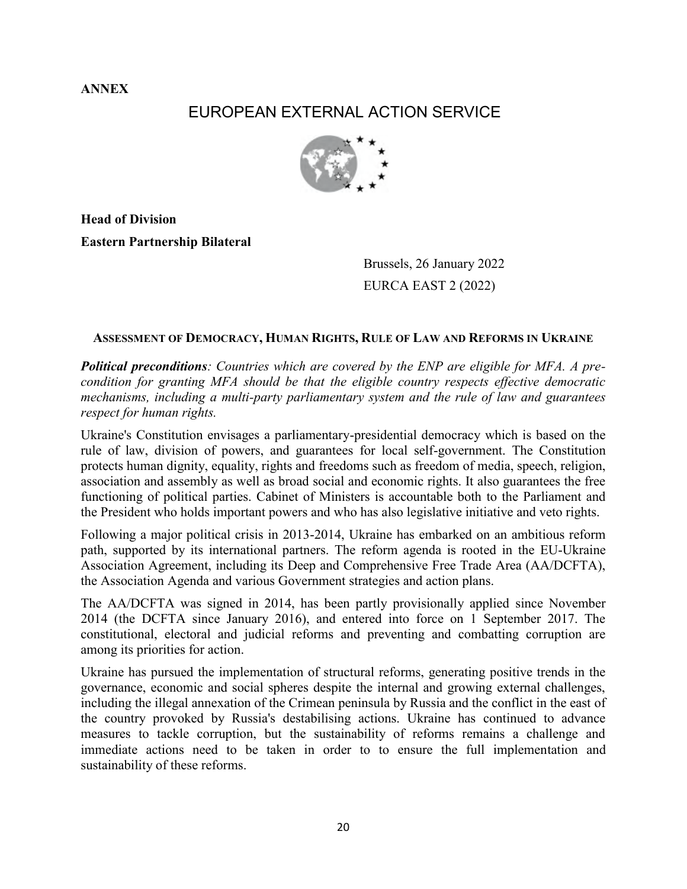**ANNEX**

# EUROPEAN EXTERNAL ACTION SERVICE

**Head of Division**

**Eastern Partnership Bilateral**

Brussels, 26 January 2022

EURCA EAST 2 (2022)

## ASSESSMENT OF DEMOCRACY, HUMAN RIGHTS, RULE OF LAW AND REFORMS IN UKRAINE

***Political preconditions**: Countries which are covered by the ENP are eligible for MFA. A pre-condition for granting MFA should be that the eligible country respects effective democratic mechanisms, including a multi-party parliamentary system and the rule of law and guarantees respect for human rights.*

Ukraine's Constitution envisages a parliamentary-presidential democracy which is based on the rule of law, division of powers, and guarantees for local self-government. The Constitution protects human dignity, equality, rights and freedoms such as freedom of media, speech, religion, association and assembly as well as broad social and economic rights. It also guarantees the free functioning of political parties. Cabinet of Ministers is accountable both to the Parliament and the President who holds important powers and who has also legislative initiative and veto rights.

Following a major political crisis in 2013-2014, Ukraine has embarked on an ambitious reform path, supported by its international partners. The reform agenda is rooted in the EU-Ukraine Association Agreement, including its Deep and Comprehensive Free Trade Area (AA/DCFTA), the Association Agenda and various Government strategies and action plans.

The AA/DCFTA was signed in 2014, has been partly provisionally applied since November 2014 (the DCFTA since January 2016), and entered into force on 1 September 2017. The constitutional, electoral and judicial reforms and preventing and combatting corruption are among its priorities for action.

Ukraine has pursued the implementation of structural reforms, generating positive trends in the governance, economic and social spheres despite the internal and growing external challenges, including the illegal annexation of the Crimean peninsula by Russia and the conflict in the east of the country provoked by Russia's destabilising actions. Ukraine has continued to advance measures to tackle corruption, but the sustainability of reforms remains a challenge and immediate actions need to be taken in order to to ensure the full implementation and sustainability of these reforms.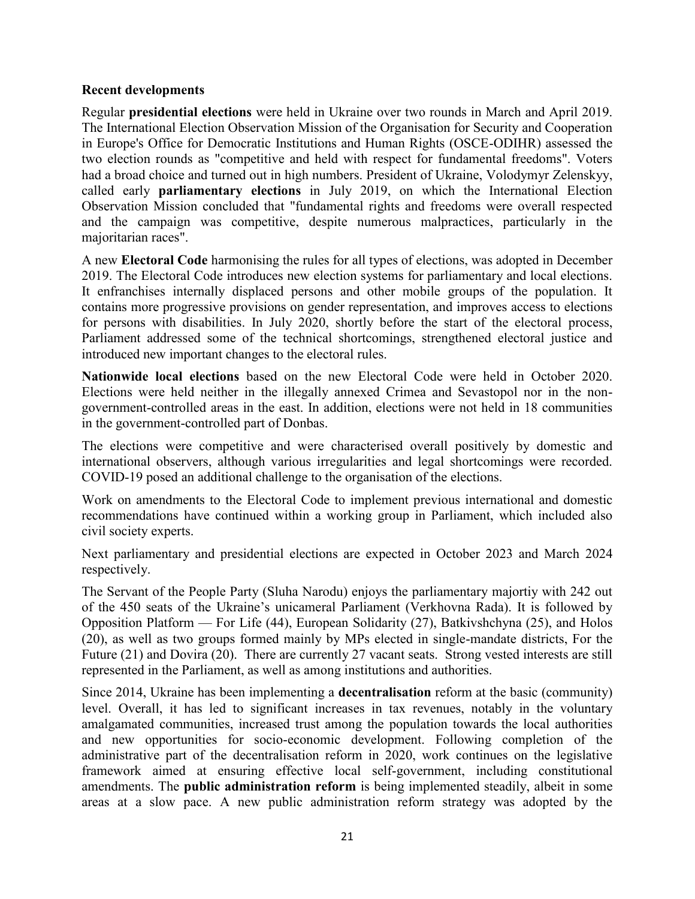**Recent developments**

Regular **presidential elections** were held in Ukraine over two rounds in March and April 2019. The International Election Observation Mission of the Organisation for Security and Cooperation in Europe's Office for Democratic Institutions and Human Rights (OSCE-ODIHR) assessed the two election rounds as "competitive and held with respect for fundamental freedoms". Voters had a broad choice and turned out in high numbers. President of Ukraine, Volodymyr Zelenskyy, called early **parliamentary elections** in July 2019, on which the International Election Observation Mission concluded that "fundamental rights and freedoms were overall respected and the campaign was competitive, despite numerous malpractices, particularly in the majoritarian races".

A new **Electoral Code** harmonising the rules for all types of elections, was adopted in December 2019. The Electoral Code introduces new election systems for parliamentary and local elections. It enfranchises internally displaced persons and other mobile groups of the population. It contains more progressive provisions on gender representation, and improves access to elections for persons with disabilities. In July 2020, shortly before the start of the electoral process, Parliament addressed some of the technical shortcomings, strengthened electoral justice and introduced new important changes to the electoral rules.

**Nationwide local elections** based on the new Electoral Code were held in October 2020. Elections were held neither in the illegally annexed Crimea and Sevastopol nor in the non-government-controlled areas in the east. In addition, elections were not held in 18 communities in the government-controlled part of Donbas.

The elections were competitive and were characterised overall positively by domestic and international observers, although various irregularities and legal shortcomings were recorded. COVID-19 posed an additional challenge to the organisation of the elections.

Work on amendments to the Electoral Code to implement previous international and domestic recommendations have continued within a working group in Parliament, which included also civil society experts.

Next parliamentary and presidential elections are expected in October 2023 and March 2024 respectively.

The Servant of the People Party (Sluha Narodu) enjoys the parliamentary majortiy with 242 out of the 450 seats of the Ukraine's unicameral Parliament (Verkhovna Rada). It is followed by Opposition Platform — For Life (44), European Solidarity (27), Batkivshchyna (25), and Holos (20), as well as two groups formed mainly by MPs elected in single-mandate districts, For the Future (21) and Dovira (20). There are currently 27 vacant seats. Strong vested interests are still represented in the Parliament, as well as among institutions and authorities.

Since 2014, Ukraine has been implementing a **decentralisation** reform at the basic (community) level. Overall, it has led to significant increases in tax revenues, notably in the voluntary amalgamated communities, increased trust among the population towards the local authorities and new opportunities for socio-economic development. Following completion of the administrative part of the decentralisation reform in 2020, work continues on the legislative framework aimed at ensuring effective local self-government, including constitutional amendments. The **public administration reform** is being implemented steadily, albeit in some areas at a slow pace. A new public administration reform strategy was adopted by the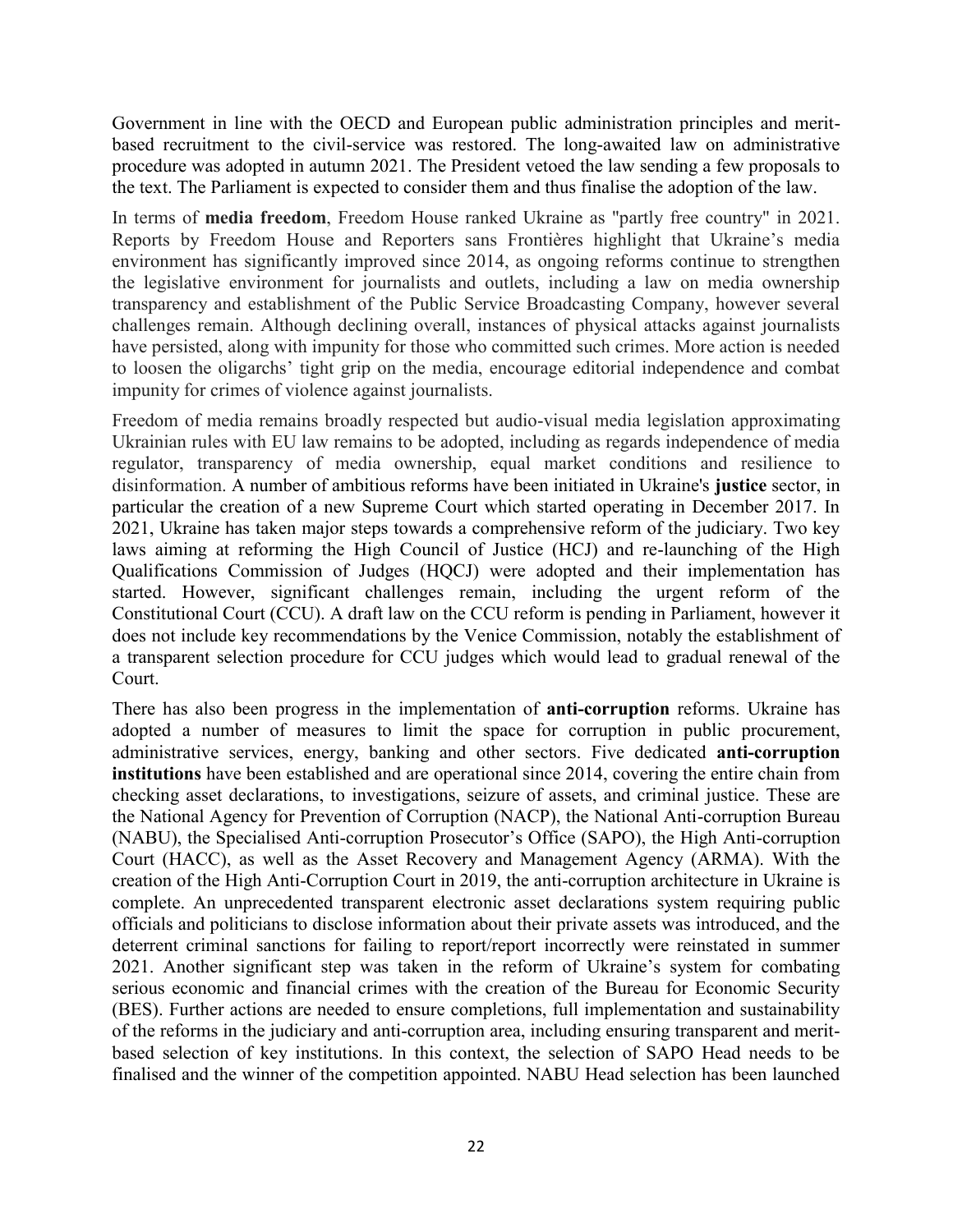Government in line with the OECD and European public administration principles and merit-based recruitment to the civil-service was restored. The long-awaited law on administrative procedure was adopted in autumn 2021. The President vetoed the law sending a few proposals to the text. The Parliament is expected to consider them and thus finalise the adoption of the law.

In terms of **media freedom**, Freedom House ranked Ukraine as "partly free country" in 2021. Reports by Freedom House and Reporters sans Frontières highlight that Ukraine's media environment has significantly improved since 2014, as ongoing reforms continue to strengthen the legislative environment for journalists and outlets, including a law on media ownership transparency and establishment of the Public Service Broadcasting Company, however several challenges remain. Although declining overall, instances of physical attacks against journalists have persisted, along with impunity for those who committed such crimes. More action is needed to loosen the oligarchs' tight grip on the media, encourage editorial independence and combat impunity for crimes of violence against journalists.

Freedom of media remains broadly respected but audio-visual media legislation approximating Ukrainian rules with EU law remains to be adopted, including as regards independence of media regulator, transparency of media ownership, equal market conditions and resilience to disinformation. A number of ambitious reforms have been initiated in Ukraine's **justice** sector, in particular the creation of a new Supreme Court which started operating in December 2017. In 2021, Ukraine has taken major steps towards a comprehensive reform of the judiciary. Two key laws aiming at reforming the High Council of Justice (HCJ) and re-launching of the High Qualifications Commission of Judges (HQCJ) were adopted and their implementation has started. However, significant challenges remain, including the urgent reform of the Constitutional Court (CCU). A draft law on the CCU reform is pending in Parliament, however it does not include key recommendations by the Venice Commission, notably the establishment of a transparent selection procedure for CCU judges which would lead to gradual renewal of the Court.

There has also been progress in the implementation of **anti-corruption** reforms. Ukraine has adopted a number of measures to limit the space for corruption in public procurement, administrative services, energy, banking and other sectors. Five dedicated **anti-corruption institutions** have been established and are operational since 2014, covering the entire chain from checking asset declarations, to investigations, seizure of assets, and criminal justice. These are the National Agency for Prevention of Corruption (NACP), the National Anti-corruption Bureau (NABU), the Specialised Anti-corruption Prosecutor's Office (SAPO), the High Anti-corruption Court (HACC), as well as the Asset Recovery and Management Agency (ARMA). With the creation of the High Anti-Corruption Court in 2019, the anti-corruption architecture in Ukraine is complete. An unprecedented transparent electronic asset declarations system requiring public officials and politicians to disclose information about their private assets was introduced, and the deterrent criminal sanctions for failing to report/report incorrectly were reinstated in summer 2021. Another significant step was taken in the reform of Ukraine's system for combating serious economic and financial crimes with the creation of the Bureau for Economic Security (BES). Further actions are needed to ensure completions, full implementation and sustainability of the reforms in the judiciary and anti-corruption area, including ensuring transparent and merit-based selection of key institutions. In this context, the selection of SAPO Head needs to be finalised and the winner of the competition appointed. NABU Head selection has been launched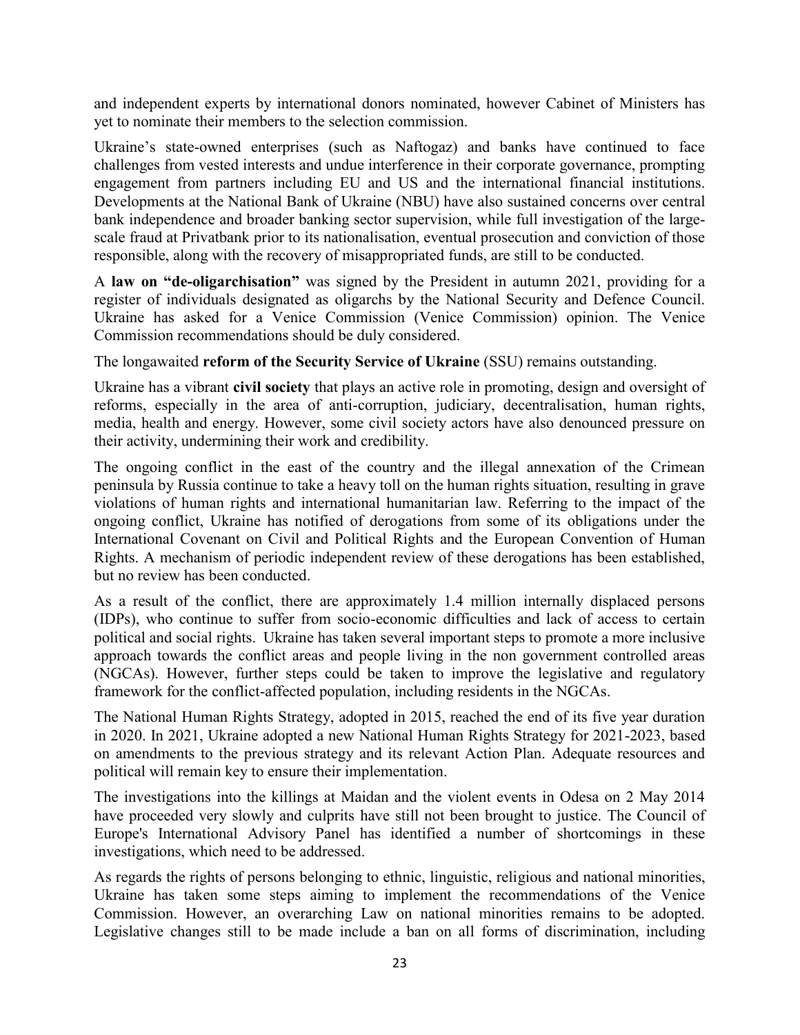and independent experts by international donors nominated, however Cabinet of Ministers has yet to nominate their members to the selection commission.

Ukraine's state-owned enterprises (such as Naftogaz) and banks have continued to face challenges from vested interests and undue interference in their corporate governance, prompting engagement from partners including EU and US and the international financial institutions. Developments at the National Bank of Ukraine (NBU) have also sustained concerns over central bank independence and broader banking sector supervision, while full investigation of the large-scale fraud at Privatbank prior to its nationalisation, eventual prosecution and conviction of those responsible, along with the recovery of misappropriated funds, are still to be conducted.

A **law on "de-oligarchisation"** was signed by the President in autumn 2021, providing for a register of individuals designated as oligarchs by the National Security and Defence Council. Ukraine has asked for a Venice Commission (Venice Commission) opinion. The Venice Commission recommendations should be duly considered.

The longawaited **reform of the Security Service of Ukraine** (SSU) remains outstanding.

Ukraine has a vibrant **civil society** that plays an active role in promoting, design and oversight of reforms, especially in the area of anti-corruption, judiciary, decentralisation, human rights, media, health and energy. However, some civil society actors have also denounced pressure on their activity, undermining their work and credibility.

The ongoing conflict in the east of the country and the illegal annexation of the Crimean peninsula by Russia continue to take a heavy toll on the human rights situation, resulting in grave violations of human rights and international humanitarian law. Referring to the impact of the ongoing conflict, Ukraine has notified of derogations from some of its obligations under the International Covenant on Civil and Political Rights and the European Convention of Human Rights. A mechanism of periodic independent review of these derogations has been established, but no review has been conducted.

As a result of the conflict, there are approximately 1.4 million internally displaced persons (IDPs), who continue to suffer from socio-economic difficulties and lack of access to certain political and social rights. Ukraine has taken several important steps to promote a more inclusive approach towards the conflict areas and people living in the non government controlled areas (NGCAs). However, further steps could be taken to improve the legislative and regulatory framework for the conflict-affected population, including residents in the NGCAs.

The National Human Rights Strategy, adopted in 2015, reached the end of its five year duration in 2020. In 2021, Ukraine adopted a new National Human Rights Strategy for 2021-2023, based on amendments to the previous strategy and its relevant Action Plan. Adequate resources and political will remain key to ensure their implementation.

The investigations into the killings at Maidan and the violent events in Odesa on 2 May 2014 have proceeded very slowly and culprits have still not been brought to justice. The Council of Europe's International Advisory Panel has identified a number of shortcomings in these investigations, which need to be addressed.

As regards the rights of persons belonging to ethnic, linguistic, religious and national minorities, Ukraine has taken some steps aiming to implement the recommendations of the Venice Commission. However, an overarching Law on national minorities remains to be adopted. Legislative changes still to be made include a ban on all forms of discrimination, including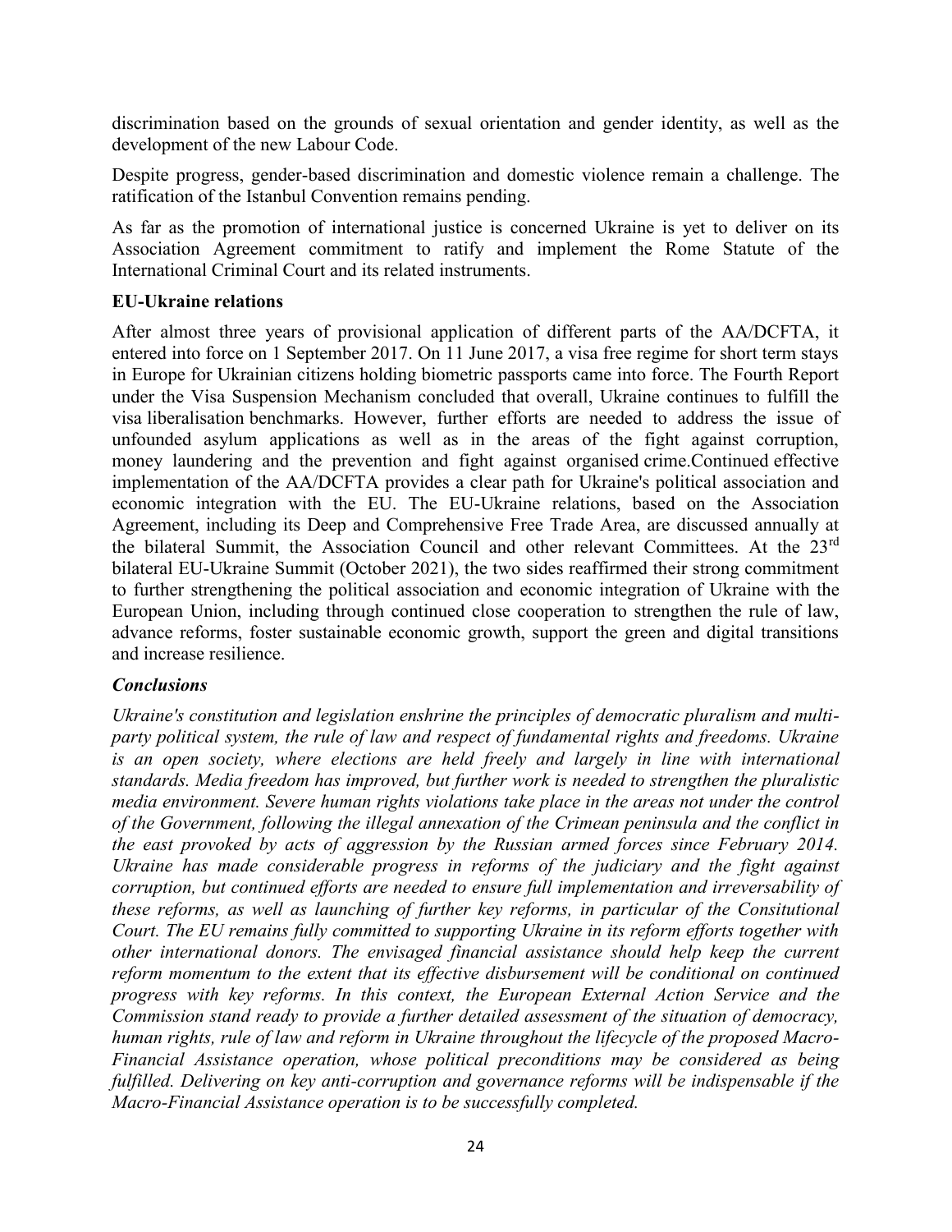discrimination based on the grounds of sexual orientation and gender identity, as well as the development of the new Labour Code.

Despite progress, gender-based discrimination and domestic violence remain a challenge. The ratification of the Istanbul Convention remains pending.

As far as the promotion of international justice is concerned Ukraine is yet to deliver on its Association Agreement commitment to ratify and implement the Rome Statute of the International Criminal Court and its related instruments.

**EU-Ukraine relations**

After almost three years of provisional application of different parts of the AA/DCFTA, it entered into force on 1 September 2017. On 11 June 2017, a visa free regime for short term stays in Europe for Ukrainian citizens holding biometric passports came into force. The Fourth Report under the Visa Suspension Mechanism concluded that overall, Ukraine continues to fulfill the visa liberalisation benchmarks. However, further efforts are needed to address the issue of unfounded asylum applications as well as in the areas of the fight against corruption, money laundering and the prevention and fight against organised crime.Continued effective implementation of the AA/DCFTA provides a clear path for Ukraine's political association and economic integration with the EU. The EU-Ukraine relations, based on the Association Agreement, including its Deep and Comprehensive Free Trade Area, are discussed annually at the bilateral Summit, the Association Council and other relevant Committees. At the 23rd bilateral EU-Ukraine Summit (October 2021), the two sides reaffirmed their strong commitment to further strengthening the political association and economic integration of Ukraine with the European Union, including through continued close cooperation to strengthen the rule of law, advance reforms, foster sustainable economic growth, support the green and digital transitions and increase resilience.

***Conclusions***

*Ukraine's constitution and legislation enshrine the principles of democratic pluralism and multi-party political system, the rule of law and respect of fundamental rights and freedoms. Ukraine is an open society, where elections are held freely and largely in line with international standards. Media freedom has improved, but further work is needed to strengthen the pluralistic media environment. Severe human rights violations take place in the areas not under the control of the Government, following the illegal annexation of the Crimean peninsula and the conflict in the east provoked by acts of aggression by the Russian armed forces since February 2014. Ukraine has made considerable progress in reforms of the judiciary and the fight against corruption, but continued efforts are needed to ensure full implementation and irreversability of these reforms, as well as launching of further key reforms, in particular of the Consitutional Court. The EU remains fully committed to supporting Ukraine in its reform efforts together with other international donors. The envisaged financial assistance should help keep the current reform momentum to the extent that its effective disbursement will be conditional on continued progress with key reforms. In this context, the European External Action Service and the Commission stand ready to provide a further detailed assessment of the situation of democracy, human rights, rule of law and reform in Ukraine throughout the lifecycle of the proposed Macro-Financial Assistance operation, whose political preconditions may be considered as being fulfilled. Delivering on key anti-corruption and governance reforms will be indispensable if the Macro-Financial Assistance operation is to be successfully completed.*